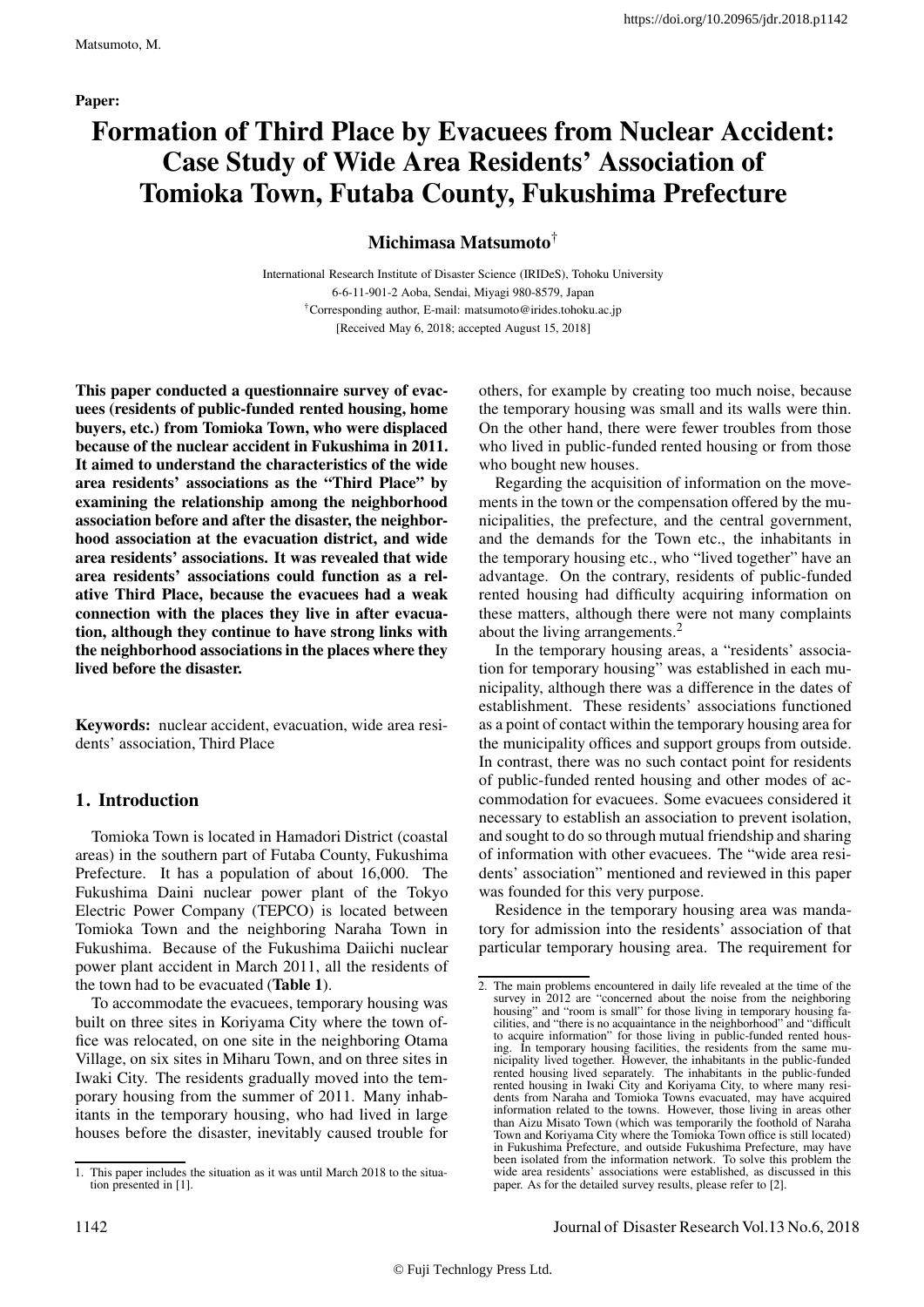Paper:

# Formation of Third Place by Evacuees from Nuclear Accident: Case Study of Wide Area Residents' Association of Tomioka Town, Futaba County, Fukushima Prefecture

**Michimasa Matsumoto†**

International Research Institute of Disaster Science (IRIDeS), Tohoku University
6-6-11-901-2 Aoba, Sendai, Miyagi 980-8579, Japan
†Corresponding author, E-mail: matsumoto@irides.tohoku.ac.jp
[Received May 6, 2018; accepted August 15, 2018]

**This paper conducted a questionnaire survey of evacuees (residents of public-funded rented housing, home buyers, etc.) from Tomioka Town, who were displaced because of the nuclear accident in Fukushima in 2011. It aimed to understand the characteristics of the wide area residents' associations as the "Third Place" by examining the relationship among the neighborhood association before and after the disaster, the neighborhood association at the evacuation district, and wide area residents' associations. It was revealed that wide area residents' associations could function as a relative Third Place, because the evacuees had a weak connection with the places they live in after evacuation, although they continue to have strong links with the neighborhood associations in the places where they lived before the disaster.**

**Keywords:** nuclear accident, evacuation, wide area residents' association, Third Place

## 1. Introduction

Tomioka Town is located in Hamadori District (coastal areas) in the southern part of Futaba County, Fukushima Prefecture. It has a population of about 16,000. The Fukushima Daini nuclear power plant of the Tokyo Electric Power Company (TEPCO) is located between Tomioka Town and the neighboring Naraha Town in Fukushima. Because of the Fukushima Daiichi nuclear power plant accident in March 2011, all the residents of the town had to be evacuated (**Table 1**).

To accommodate the evacuees, temporary housing was built on three sites in Koriyama City where the town office was relocated, on one site in the neighboring Otama Village, on six sites in Miharu Town, and on three sites in Iwaki City. The residents gradually moved into the temporary housing from the summer of 2011. Many inhabitants in the temporary housing, who had lived in large houses before the disaster, inevitably caused trouble for others, for example by creating too much noise, because the temporary housing was small and its walls were thin. On the other hand, there were fewer troubles from those who lived in public-funded rented housing or from those who bought new houses.

Regarding the acquisition of information on the movements in the town or the compensation offered by the municipalities, the prefecture, and the central government, and the demands for the Town etc., the inhabitants in the temporary housing etc., who "lived together" have an advantage. On the contrary, residents of public-funded rented housing had difficulty acquiring information on these matters, although there were not many complaints about the living arrangements.[2]

In the temporary housing areas, a "residents' association for temporary housing" was established in each municipality, although there was a difference in the dates of establishment. These residents' associations functioned as a point of contact within the temporary housing area for the municipality offices and support groups from outside. In contrast, there was no such contact point for residents of public-funded rented housing and other modes of accommodation for evacuees. Some evacuees considered it necessary to establish an association to prevent isolation, and sought to do so through mutual friendship and sharing of information with other evacuees. The "wide area residents' association" mentioned and reviewed in this paper was founded for this very purpose.

Residence in the temporary housing area was mandatory for admission into the residents' association of that particular temporary housing area. The requirement for

---

1. This paper includes the situation as it was until March 2018 to the situation presented in [1].

2. The main problems encountered in daily life revealed at the time of the survey in 2012 are "concerned about the noise from the neighboring housing" and "room is small" for those living in temporary housing facilities, and "there is no acquaintance in the neighborhood" and "difficult to acquire information" for those living in public-funded rented housing. In temporary housing facilities, the residents from the same municipality lived together. However, the inhabitants in the public-funded rented housing lived separately. The inhabitants in the public-funded rented housing in Iwaki City and Koriyama City, to where many residents from Naraha and Tomioka Towns evacuated, may have acquired information related to the towns. However, those living in areas other than Aizu Misato Town (which was temporarily the foothold of Naraha Town and Koriyama City where the Tomioka Town office is still located) in Fukushima Prefecture, and outside Fukushima Prefecture, may have been isolated from the information network. To solve this problem the wide area residents' associations were established, as discussed in this paper. As for the detailed survey results, please refer to [2].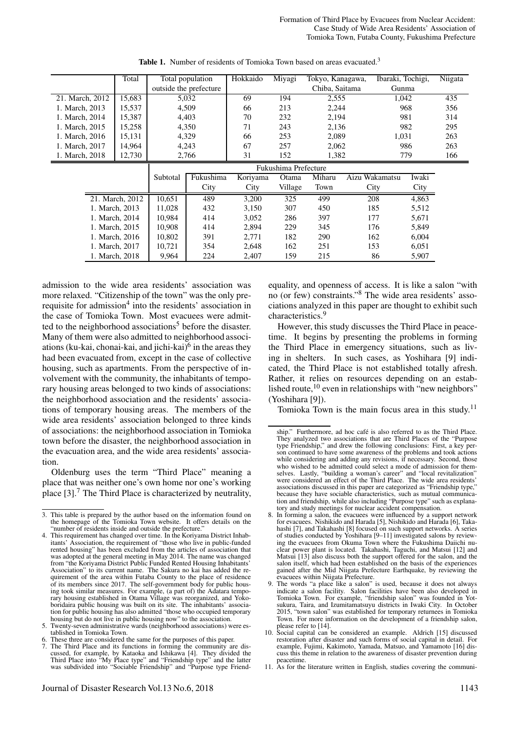**Table 1.** Number of residents of Tomioka Town based on areas evacuated.[3]

| | Total | Total population outside the prefecture | Hokkaido | Miyagi | Tokyo, Kanagawa, Chiba, Saitama | Ibaraki, Tochigi, Gunma | Niigata |
|---|---|---|---|---|---|---|---|
| 21. March, 2012 | 15,683 | 5,032 | 69 | 194 | 2,555 | 1,042 | 435 |
| 1. March, 2013 | 15,537 | 4,509 | 66 | 213 | 2,244 | 968 | 356 |
| 1. March, 2014 | 15,387 | 4,403 | 70 | 232 | 2,194 | 981 | 314 |
| 1. March, 2015 | 15,258 | 4,350 | 71 | 243 | 2,136 | 982 | 295 |
| 1. March, 2016 | 15,131 | 4,329 | 66 | 253 | 2,089 | 1,031 | 263 |
| 1. March, 2017 | 14,964 | 4,243 | 67 | 257 | 2,062 | 986 | 263 |
| 1. March, 2018 | 12,730 | 2,766 | 31 | 152 | 1,382 | 779 | 166 |

| | Fukushima Prefecture | | | | | | |
|---|---|---|---|---|---|---|---|
| | Subtotal | Fukushima City | Koriyama City | Otama Village | Miharu Town | Aizu Wakamatsu City | Iwaki City |
| 21. March, 2012 | 10,651 | 489 | 3,200 | 325 | 499 | 208 | 4,863 |
| 1. March, 2013 | 11,028 | 432 | 3,150 | 307 | 450 | 185 | 5,512 |
| 1. March, 2014 | 10,984 | 414 | 3,052 | 286 | 397 | 177 | 5,671 |
| 1. March, 2015 | 10,908 | 414 | 2,894 | 229 | 345 | 176 | 5,849 |
| 1. March, 2016 | 10,802 | 391 | 2,771 | 182 | 290 | 162 | 6,004 |
| 1. March, 2017 | 10,721 | 354 | 2,648 | 162 | 251 | 153 | 6,051 |
| 1. March, 2018 | 9,964 | 224 | 2,407 | 159 | 215 | 86 | 5,907 |

admission to the wide area residents' association was more relaxed. "Citizenship of the town" was the only prerequisite for admission[4] into the residents' association in the case of Tomioka Town. Most evacuees were admitted to the neighborhood associations[5] before the disaster. Many of them were also admitted to neighborhood associations (ku-kai, chonai-kai, and jichi-kai)[6] in the areas they had been evacuated from, except in the case of collective housing, such as apartments. From the perspective of involvement with the community, the inhabitants of temporary housing areas belonged to two kinds of associations: the neighborhood association and the residents' associations of temporary housing areas. The members of the wide area residents' association belonged to three kinds of associations: the neighborhood association in Tomioka town before the disaster, the neighborhood association in the evacuation area, and the wide area residents' association.

Oldenburg uses the term "Third Place" meaning a place that was neither one's own home nor one's working place [3].[7] The Third Place is characterized by neutrality, equality, and openness of access. It is like a salon "with no (or few) constraints."[8] The wide area residents' associations analyzed in this paper are thought to exhibit such characteristics.[9]

However, this study discusses the Third Place in peacetime. It begins by presenting the problems in forming the Third Place in emergency situations, such as living in shelters. In such cases, as Yoshihara [9] indicated, the Third Place is not established totally afresh. Rather, it relies on resources depending on an established route,[10] even in relationships with "new neighbors" (Yoshihara [9]).

Tomioka Town is the main focus area in this study.[11]

---

3. This table is prepared by the author based on the information found on the homepage of the Tomioka Town website. It offers details on the "number of residents inside and outside the prefecture."
4. This requirement has changed over time. In the Koriyama District Inhabitants' Association, the requirement of "those who live in public-funded rented housing" has been excluded from the articles of association that was adopted at the general meeting in May 2014. The name was changed from "the Koriyama District Public Funded Rented Housing Inhabitants' Association" to its current name. The Sakura no kai has added the requirement of the area within Futaba County to the place of residence of its members since 2017. The self-government body for public housing took similar measures. For example, (a part of) the Adatara temporary housing established in Otama Village was reorganized, and Yokoboridaira public housing was built on its site. The inhabitants' association for public housing has also admitted "those who occupied temporary housing but do not live in public housing now" to the association.
5. Twenty-seven administrative wards (neighborhood associations) were established in Tomioka Town.
6. These three are considered the same for the purposes of this paper.
7. The Third Place and its functions in forming the community are discussed, for example, by Kataoka and Ishikawa [4]. They divided the Third Place into "My Place type" and "Friendship type" and the latter was subdivided into "Sociable Friendship" and "Purpose type Friendship." Furthermore, ad hoc café is also referred to as the Third Place. They analyzed two associations that are Third Places of the "Purpose type Friendship," and drew the following conclusions: First, a key person continued to have some awareness of the problems and took actions while considering and adding any revisions, if necessary. Second, those who wished to be admitted could select a mode of admission for themselves. Lastly, "building a woman's career" and "local revitalization" were considered an effect of the Third Place. The wide area residents' associations discussed in this paper are categorized as "Friendship type," because they have sociable characteristics, such as mutual communication and friendship, while also including "Purpose type" such as explanatory and study meetings for nuclear accident compensation.
8. In forming a salon, the evacuees were influenced by a support network for evacuees. Nishikido and Harada [5], Nishikido and Harada [6], Takahashi [7], and Takahashi [8] focused on such support networks. A series of studies conducted by Yoshihara [9–11] investigated salons by reviewing the evacuees from Okuma Town where the Fukushima Daiichi nuclear power plant is located. Takahashi, Taguchi, and Matsui [12] and Matsui [13] also discuss both the support offered for the salon, and the salon itself, which had been established on the basis of the experiences gained after the Mid Niigata Prefecture Earthquake, by reviewing the evacuees within Niigata Prefecture.
9. The words "a place like a salon" is used, because it does not always indicate a salon facility. Salon facilities have been also developed in Tomioka Town. For example, "friendship salon" was founded in Yotsukura, Taira, and Izumitamatsuyu districts in Iwaki City. In October 2015, "town salon" was established for temporary returnees in Tomioka Town. For more information on the development of a friendship salon, please refer to [14].
10. Social capital can be considered an example. Aldrich [15] discussed restoration after disaster and such forms of social capital in detail. For example, Fujimi, Kakimoto, Yamada, Matsuo, and Yamamoto [16] discuss this theme in relation to the awareness of disaster prevention during peacetime.
11. As for the literature written in English, studies covering the communi-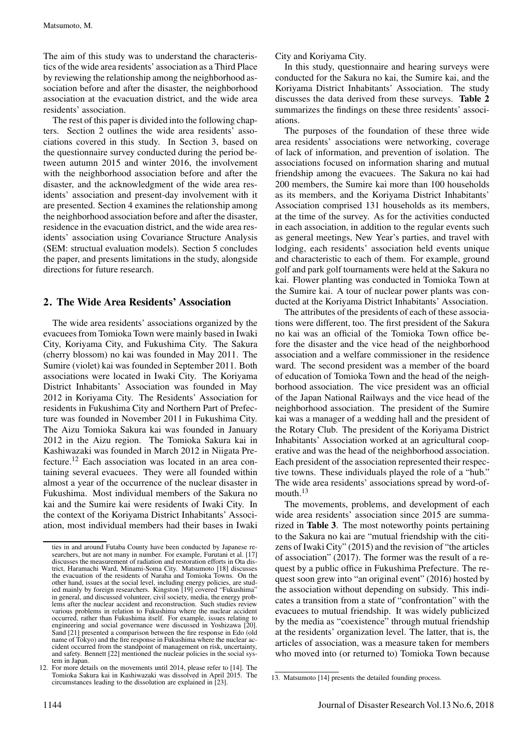The aim of this study was to understand the characteristics of the wide area residents' association as a Third Place by reviewing the relationship among the neighborhood association before and after the disaster, the neighborhood association at the evacuation district, and the wide area residents' association.

The rest of this paper is divided into the following chapters. Section 2 outlines the wide area residents' associations covered in this study. In Section 3, based on the questionnaire survey conducted during the period between autumn 2015 and winter 2016, the involvement with the neighborhood association before and after the disaster, and the acknowledgment of the wide area residents' association and present-day involvement with it are presented. Section 4 examines the relationship among the neighborhood association before and after the disaster, residence in the evacuation district, and the wide area residents' association using Covariance Structure Analysis (SEM: structual evaluation models). Section 5 concludes the paper, and presents limitations in the study, alongside directions for future research.

## 2. The Wide Area Residents' Association

The wide area residents' associations organized by the evacuees from Tomioka Town were mainly based in Iwaki City, Koriyama City, and Fukushima City. The Sakura (cherry blossom) no kai was founded in May 2011. The Sumire (violet) kai was founded in September 2011. Both associations were located in Iwaki City. The Koriyama District Inhabitants' Association was founded in May 2012 in Koriyama City. The Residents' Association for residents in Fukushima City and Northern Part of Prefecture was founded in November 2011 in Fukushima City. The Aizu Tomioka Sakura kai was founded in January 2012 in the Aizu region. The Tomioka Sakura kai in Kashiwazaki was founded in March 2012 in Niigata Prefecture.[12] Each association was located in an area containing several evacuees. They were all founded within almost a year of the occurrence of the nuclear disaster in Fukushima. Most individual members of the Sakura no kai and the Sumire kai were residents of Iwaki City. In the context of the Koriyama District Inhabitants' Association, most individual members had their bases in Iwaki City and Koriyama City.

In this study, questionnaire and hearing surveys were conducted for the Sakura no kai, the Sumire kai, and the Koriyama District Inhabitants' Association. The study discusses the data derived from these surveys. **Table 2** summarizes the findings on these three residents' associations.

The purposes of the foundation of these three wide area residents' associations were networking, coverage of lack of information, and prevention of isolation. The associations focused on information sharing and mutual friendship among the evacuees. The Sakura no kai had 200 members, the Sumire kai more than 100 households as its members, and the Koriyama District Inhabitants' Association comprised 131 households as its members, at the time of the survey. As for the activities conducted in each association, in addition to the regular events such as general meetings, New Year's parties, and travel with lodging, each residents' association held events unique and characteristic to each of them. For example, ground golf and park golf tournaments were held at the Sakura no kai. Flower planting was conducted in Tomioka Town at the Sumire kai. A tour of nuclear power plants was conducted at the Koriyama District Inhabitants' Association.

The attributes of the presidents of each of these associations were different, too. The first president of the Sakura no kai was an official of the Tomioka Town office before the disaster and the vice head of the neighborhood association and a welfare commissioner in the residence ward. The second president was a member of the board of education of Tomioka Town and the head of the neighborhood association. The vice president was an official of the Japan National Railways and the vice head of the neighborhood association. The president of the Sumire kai was a manager of a wedding hall and the president of the Rotary Club. The president of the Koriyama District Inhabitants' Association worked at an agricultural cooperative and was the head of the neighborhood association. Each president of the association represented their respective towns. These individuals played the role of a "hub." The wide area residents' associations spread by word-of-mouth.[13]

The movements, problems, and development of each wide area residents' association since 2015 are summarized in **Table 3**. The most noteworthy points pertaining to the Sakura no kai are "mutual friendship with the citizens of Iwaki City" (2015) and the revision of "the articles of association" (2017). The former was the result of a request by a public office in Fukushima Prefecture. The request soon grew into "an original event" (2016) hosted by the association without depending on subsidy. This indicates a transition from a state of "confrontation" with the evacuees to mutual friendship. It was widely publicized by the media as "coexistence" through mutual friendship at the residents' organization level. The latter, that is, the articles of association, was a measure taken for members who moved into (or returned to) Tomioka Town because

---

ties in and around Futaba County have been conducted by Japanese researchers, but are not many in number. For example, Furutani et al. [17] discusses the measurement of radiation and restoration efforts in Ota district, Haramachi Ward, Minami-Soma City. Matsumoto [18] discusses the evacuation of the residents of Naraha and Tomioka Towns. On the other hand, issues at the social level, including energy policies, are studied mainly by foreign researchers. Kingston [19] covered "Fukushima" in general, and discussed volunteer, civil society, media, the energy problems after the nuclear accident and reconstruction. Such studies review various problems in relation to Fukushima where the nuclear accident occurred, rather than Fukushima itself. For example, issues relating to engineering and social governance were discussed in Yoshizawa [20]. Sand [21] presented a comparison between the fire response in Edo (old name of Tokyo) and the fire response in Fukushima where the nuclear accident occurred from the standpoint of management on risk, uncertainty, and safety. Bennett [22] mentioned the nuclear policies in the social system in Japan.

12. For more details on the movements until 2014, please refer to [14]. The Tomioka Sakura kai in Kashiwazaki was dissolved in April 2015. The circumstances leading to the dissolution are explained in [23].

13. Matsumoto [14] presents the detailed founding process.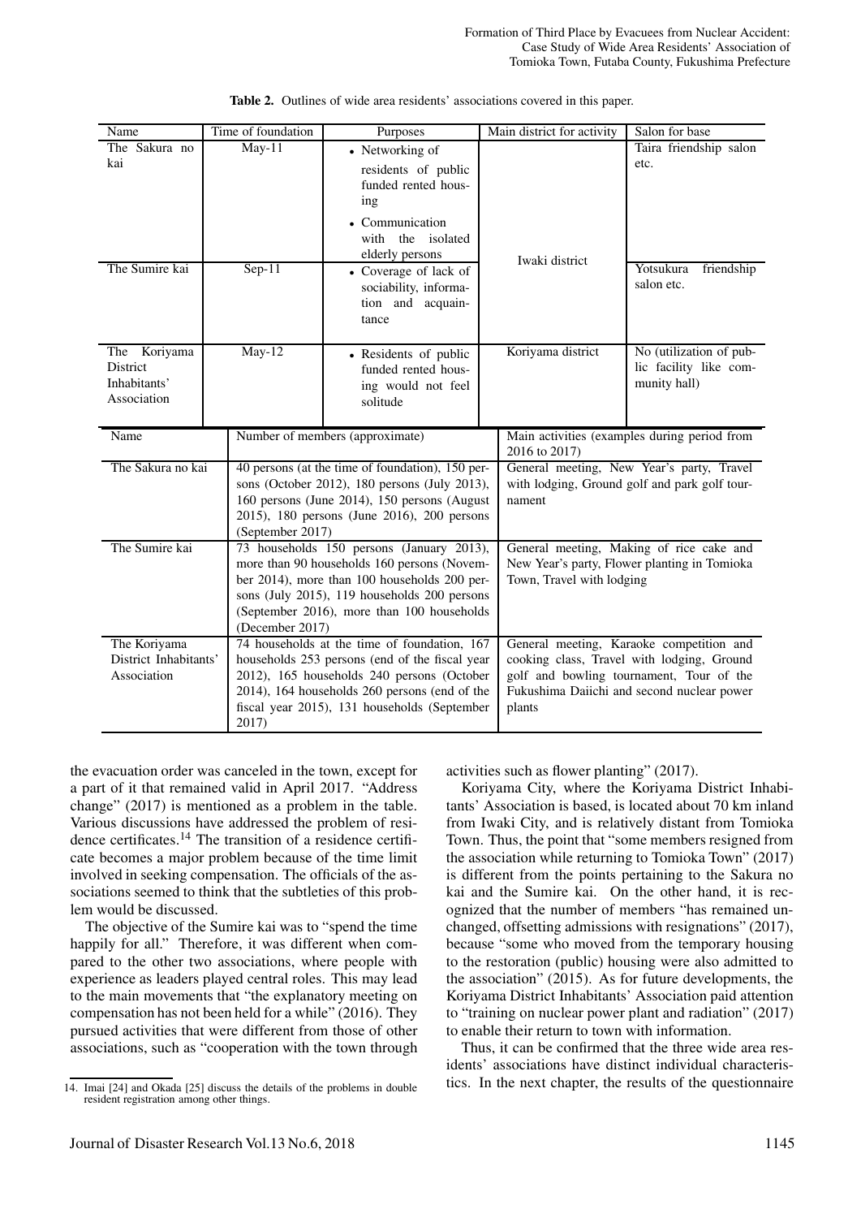**Table 2.** Outlines of wide area residents' associations covered in this paper.

| Name | Time of foundation | Purposes | Main district for activity | Salon for base |
|---|---|---|---|---|
| The Sakura no kai | May-11 | • Networking of residents of public funded rented housing<br>• Communication with the isolated elderly persons | Iwaki district | Taira friendship salon etc. |
| The Sumire kai | Sep-11 | • Coverage of lack of sociability, information and acquaintance | Iwaki district | Yotsukura friendship salon etc. |
| The Koriyama District Inhabitants' Association | May-12 | • Residents of public funded rented housing would not feel solitude | Koriyama district | No (utilization of public facility like community hall) |

| Name | Number of members (approximate) | Main activities (examples during period from 2016 to 2017) |
|---|---|---|
| The Sakura no kai | 40 persons (at the time of foundation), 150 persons (October 2012), 180 persons (July 2013), 160 persons (June 2014), 150 persons (August 2015), 180 persons (June 2016), 200 persons (September 2017) | General meeting, New Year's party, Travel with lodging, Ground golf and park golf tournament |
| The Sumire kai | 73 households 150 persons (January 2013), more than 90 households 160 persons (November 2014), more than 100 households 200 persons (July 2015), 119 households 200 persons (September 2016), more than 100 households (December 2017) | General meeting, Making of rice cake and New Year's party, Flower planting in Tomioka Town, Travel with lodging |
| The Koriyama District Inhabitants' Association | 74 households at the time of foundation, 167 households 253 persons (end of the fiscal year 2012), 165 households 240 persons (October 2014), 164 households 260 persons (end of the fiscal year 2015), 131 households (September 2017) | General meeting, Karaoke competition and cooking class, Travel with lodging, Ground golf and bowling tournament, Tour of the Fukushima Daiichi and second nuclear power plants |

the evacuation order was canceled in the town, except for a part of it that remained valid in April 2017. "Address change" (2017) is mentioned as a problem in the table. Various discussions have addressed the problem of residence certificates.[14] The transition of a residence certificate becomes a major problem because of the time limit involved in seeking compensation. The officials of the associations seemed to think that the subtleties of this problem would be discussed.

The objective of the Sumire kai was to "spend the time happily for all." Therefore, it was different when compared to the other two associations, where people with experience as leaders played central roles. This may lead to the main movements that "the explanatory meeting on compensation has not been held for a while" (2016). They pursued activities that were different from those of other associations, such as "cooperation with the town through activities such as flower planting" (2017).

Koriyama City, where the Koriyama District Inhabitants' Association is based, is located about 70 km inland from Iwaki City, and is relatively distant from Tomioka Town. Thus, the point that "some members resigned from the association while returning to Tomioka Town" (2017) is different from the points pertaining to the Sakura no kai and the Sumire kai. On the other hand, it is recognized that the number of members "has remained unchanged, offsetting admissions with resignations" (2017), because "some who moved from the temporary housing to the restoration (public) housing were also admitted to the association" (2015). As for future developments, the Koriyama District Inhabitants' Association paid attention to "training on nuclear power plant and radiation" (2017) to enable their return to town with information.

Thus, it can be confirmed that the three wide area residents' associations have distinct individual characteristics. In the next chapter, the results of the questionnaire

14. Imai [24] and Okada [25] discuss the details of the problems in double resident registration among other things.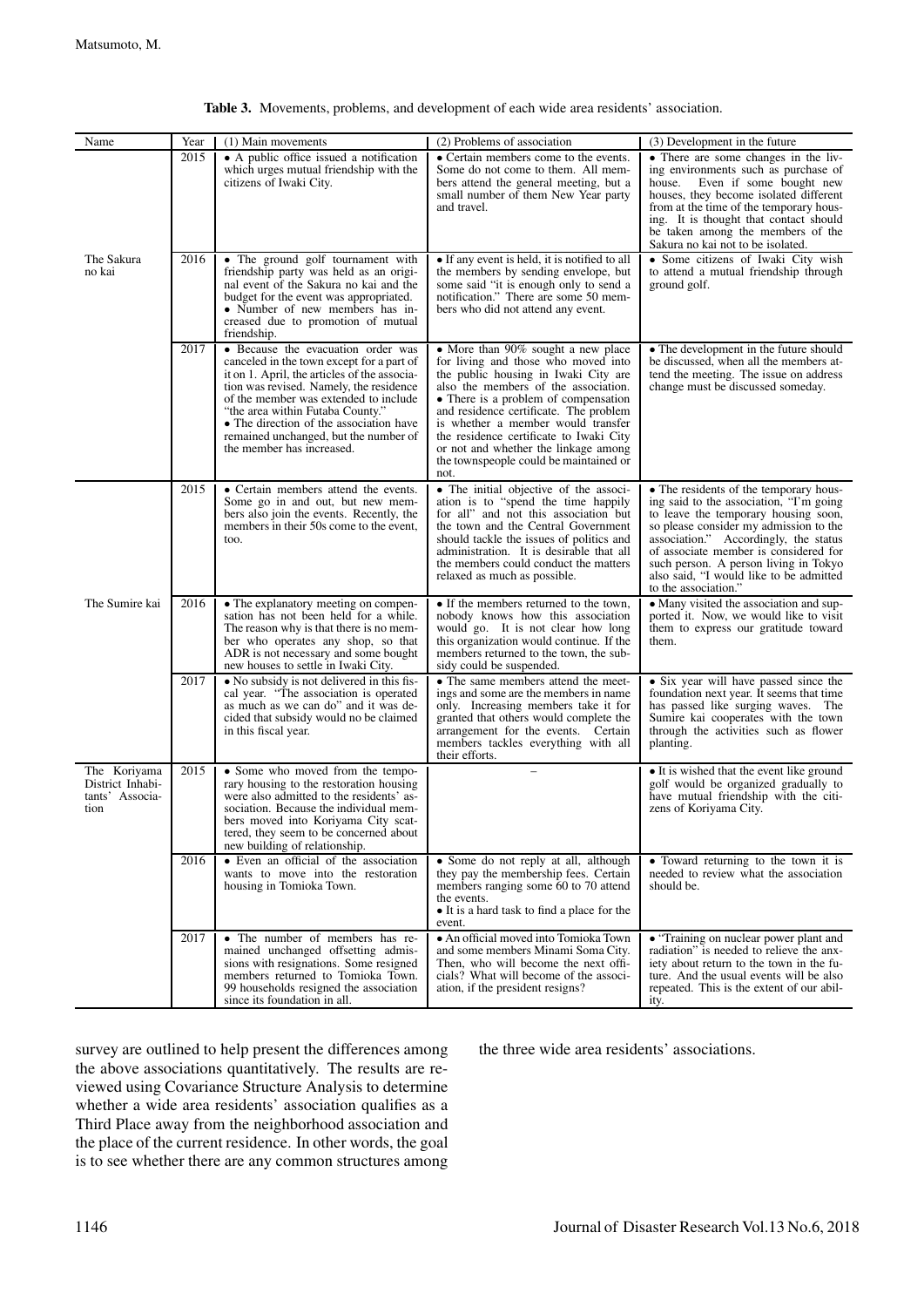**Table 3.** Movements, problems, and development of each wide area residents' association.

| Name | Year | (1) Main movements | (2) Problems of association | (3) Development in the future |
|---|---|---|---|---|
| The Sakura no kai | 2015 | • A public office issued a notification which urges mutual friendship with the citizens of Iwaki City. | • Certain members come to the events. Some do not come to them. All members attend the general meeting, but a small number of them New Year party and travel. | • There are some changes in the living environments such as purchase of house. Even if some bought new houses, they become isolated different from at the time of the temporary housing. It is thought that contact should be taken among the members of the Sakura no kai not to be isolated. |
| | 2016 | • The ground golf tournament with friendship party was held as an original event of the Sakura no kai and the budget for the event was appropriated. • Number of new members has increased due to promotion of mutual friendship. | • If any event is held, it is notified to all the members by sending envelope, but some said "it is enough only to send a notification." There are some 50 members who did not attend any event. | • Some citizens of Iwaki City wish to attend a mutual friendship through ground golf. |
| | 2017 | • Because the evacuation order was canceled in the town except for a part of it on 1. April, the articles of the association was revised. Namely, the residence of the member was extended to include "the area within Futaba County." • The direction of the association have remained unchanged, but the number of the member has increased. | • More than 90% sought a new place for living and those who moved into the public housing in Iwaki City are also the members of the association. • There is a problem of compensation and residence certificate. The problem is whether a member would transfer the residence certificate to Iwaki City or not and whether the linkage among the townspeople could be maintained or not. | • The development in the future should be discussed, when all the members attend the meeting. The issue on address change must be discussed someday. |
| The Sumire kai | 2015 | • Certain members attend the events. Some go in and out, but new members also join the events. Recently, the members in their 50s come to the event, too. | • The initial objective of the association is to "spend the time happily for all" and not this association but the town and the Central Government should tackle the issues of politics and administration. It is desirable that all the members could conduct the matters relaxed as much as possible. | • The residents of the temporary housing said to the association, "I'm going to leave the temporary housing soon, so please consider my admission to the association." Accordingly, the status of associate member is considered for such person. A person living in Tokyo also said, "I would like to be admitted to the association." |
| | 2016 | • The explanatory meeting on compensation has not been held for a while. The reason why is that there is no member who operates any shop, so that ADR is not necessary and some bought new houses to settle in Iwaki City. | • If the members returned to the town, nobody knows how this association would go. It is not clear how long this organization would continue. If the members returned to the town, the subsidy could be suspended. | • Many visited the association and supported it. Now, we would like to visit them to express our gratitude toward them. |
| | 2017 | • No subsidy is not delivered in this fiscal year. "The association is operated as much as we can do" and it was decided that subsidy would no be claimed in this fiscal year. | • The same members attend the meetings and some are the members in name only. Increasing members take it for granted that others would complete the arrangement for the events. Certain members tackles everything with all their efforts. | • Six year will have passed since the foundation next year. It seems that time has passed like surging waves. The Sumire kai cooperates with the town through the activities such as flower planting. |
| The Koriyama District Inhabitants' Association | 2015 | • Some who moved from the temporary housing to the restoration housing were also admitted to the residents' association. Because the individual members moved into Koriyama City scattered, they seem to be concerned about new building of relationship. | – | • It is wished that the event like ground golf would be organized gradually to have mutual friendship with the citizens of Koriyama City. |
| | 2016 | • Even an official of the association wants to move into the restoration housing in Tomioka Town. | • Some do not reply at all, although they pay the membership fees. Certain members ranging some 60 to 70 attend the events. • It is a hard task to find a place for the event. | • Toward returning to the town it is needed to review what the association should be. |
| | 2017 | • The number of members has remained unchanged offsetting admissions with resignations. Some resigned members returned to Tomioka Town. 99 households resigned the association since its foundation in all. | • An official moved into Tomioka Town and some members Minami Soma City. Then, who will become the next officials? What will become of the association, if the president resigns? | • "Training on nuclear power plant and radiation" is needed to relieve the anxiety about return to the town in the future. And the usual events will also be repeated. This is the extent of our ability. |

survey are outlined to help present the differences among the above associations quantitatively. The results are reviewed using Covariance Structure Analysis to determine whether a wide area residents' association qualifies as a Third Place away from the neighborhood association and the place of the current residence. In other words, the goal is to see whether there are any common structures among the three wide area residents' associations.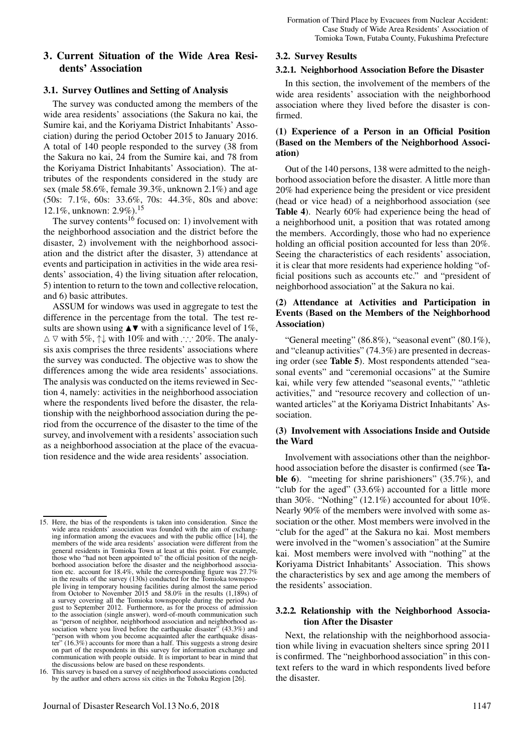## 3. Current Situation of the Wide Area Residents' Association

### 3.1. Survey Outlines and Setting of Analysis

The survey was conducted among the members of the wide area residents' associations (the Sakura no kai, the Sumire kai, and the Koriyama District Inhabitants' Association) during the period October 2015 to January 2016. A total of 140 people responded to the survey (38 from the Sakura no kai, 24 from the Sumire kai, and 78 from the Koriyama District Inhabitants' Association). The attributes of the respondents considered in the study are sex (male 58.6%, female 39.3%, unknown 2.1%) and age (50s: 7.1%, 60s: 33.6%, 70s: 44.3%, 80s and above: 12.1%, unknown: 2.9%).[15]

The survey contents[16] focused on: 1) involvement with the neighborhood association and the district before the disaster, 2) involvement with the neighborhood association and the district after the disaster, 3) attendance at events and participation in activities in the wide area residents' association, 4) the living situation after relocation, 5) intention to return to the town and collective relocation, and 6) basic attributes.

ASSUM for windows was used in aggregate to test the difference in the percentage from the total. The test results are shown using ▲▼ with a significance level of 1%, △ ▽ with 5%, ↑↓ with 10% and with ∴∵ 20%. The analysis axis comprises the three residents' associations where the survey was conducted. The objective was to show the differences among the wide area residents' associations. The analysis was conducted on the items reviewed in Section 4, namely: activities in the neighborhood association where the respondents lived before the disaster, the relationship with the neighborhood association during the period from the occurrence of the disaster to the time of the survey, and involvement with a residents' association such as a neighborhood association at the place of the evacuation residence and the wide area residents' association.

### 3.2. Survey Results

#### 3.2.1. Neighborhood Association Before the Disaster

In this section, the involvement of the members of the wide area residents' association with the neighborhood association where they lived before the disaster is confirmed.

**(1) Experience of a Person in an Official Position (Based on the Members of the Neighborhood Association)**

Out of the 140 persons, 138 were admitted to the neighborhood association before the disaster. A little more than 20% had experience being the president or vice president (head or vice head) of a neighborhood association (see **Table 4**). Nearly 60% had experience being the head of a neighborhood unit, a position that was rotated among the members. Accordingly, those who had no experience holding an official position accounted for less than 20%. Seeing the characteristics of each residents' association, it is clear that more residents had experience holding "official positions such as accounts etc." and "president of neighborhood association" at the Sakura no kai.

**(2) Attendance at Activities and Participation in Events (Based on the Members of the Neighborhood Association)**

"General meeting" (86.8%), "seasonal event" (80.1%), and "cleanup activities" (74.3%) are presented in decreasing order (see **Table 5**). Most respondents attended "seasonal events" and "ceremonial occasions" at the Sumire kai, while very few attended "seasonal events," "athletic activities," and "resource recovery and collection of unwanted articles" at the Koriyama District Inhabitants' Association.

**(3) Involvement with Associations Inside and Outside the Ward**

Involvement with associations other than the neighborhood association before the disaster is confirmed (see **Table 6**). "meeting for shrine parishioners" (35.7%), and "club for the aged" (33.6%) accounted for a little more than 30%. "Nothing" (12.1%) accounted for about 10%. Nearly 90% of the members were involved with some association or the other. Most members were involved in the "club for the aged" at the Sakura no kai. Most members were involved in the "women's association" at the Sumire kai. Most members were involved with "nothing" at the Koriyama District Inhabitants' Association. This shows the characteristics by sex and age among the members of the residents' association.

#### 3.2.2. Relationship with the Neighborhood Association After the Disaster

Next, the relationship with the neighborhood association while living in evacuation shelters since spring 2011 is confirmed. The "neighborhood association" in this context refers to the ward in which respondents lived before the disaster.

---

15. Here, the bias of the respondents is taken into consideration. Since the wide area residents' association was founded with the aim of exchanging information among the evacuees and with the public office [14], the members of the wide area residents' association were different from the general residents in Tomioka Town at least at this point. For example, those who "had not been appointed to" the official position of the neighborhood association before the disaster and the neighborhood association etc. account for 18.4%, while the corresponding figure was 27.7% in the results of the survey (130s) conducted for the Tomioka townspeople living in temporary housing facilities during almost the same period from October to November 2015 and 58.0% in the results (1,189s) of a survey covering all the Tomioka townspeople during the period August to September 2012. Furthermore, as for the process of admission to the association (single answer), word-of-mouth communication such as "person of neighbor, neighborhood association and neighborhood association where you lived before the earthquake disaster" (43.3%) and "person with whom you become acquainted after the earthquake disaster" (16.3%) accounts for more than a half. This suggests a strong desire on part of the respondents in this survey for information exchange and communication with people outside. It is important to bear in mind that the discussions below are based on these respondents.
16. This survey is based on a survey of neighborhood associations conducted by the author and others across six cities in the Tohoku Region [26].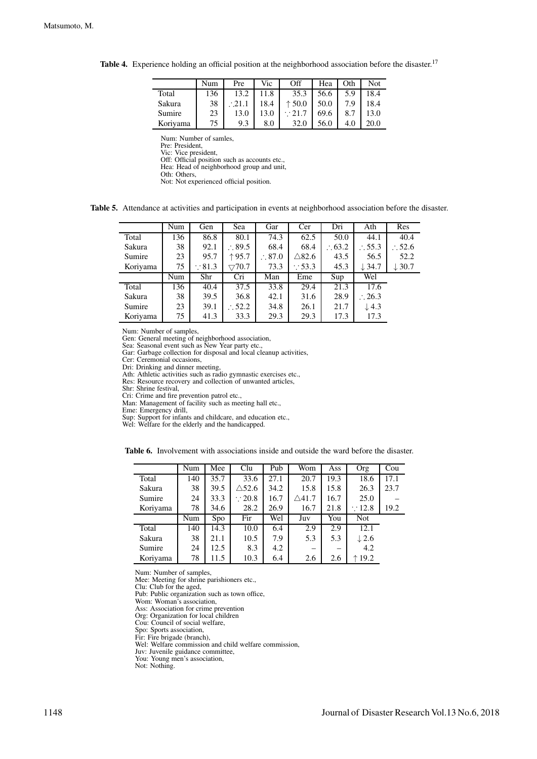**Table 4.** Experience holding an official position at the neighborhood association before the disaster.[17]

| | Num | Pre | Vic | Off | Hea | Oth | Not |
|---|---|---|---|---|---|---|---|
| Total | 136 | 13.2 | 11.8 | 35.3 | 56.6 | 5.9 | 18.4 |
| Sakura | 38 | ∴21.1 | 18.4 | ↑50.0 | 50.0 | 7.9 | 18.4 |
| Sumire | 23 | 13.0 | 13.0 | ∵21.7 | 69.6 | 8.7 | 13.0 |
| Koriyama | 75 | 9.3 | 8.0 | 32.0 | 56.0 | 4.0 | 20.0 |

Num: Number of samles,
Pre: President,
Vic: Vice president,
Off: Official position such as accounts etc.,
Hea: Head of neighborhood group and unit,
Oth: Others,
Not: Not experienced official position.

**Table 5.** Attendance at activities and participation in events at neighborhood association before the disaster.

| | Num | Gen | Sea | Gar | Cer | Dri | Ath | Res |
|---|---|---|---|---|---|---|---|---|
| Total | 136 | 86.8 | 80.1 | 74.3 | 62.5 | 50.0 | 44.1 | 40.4 |
| Sakura | 38 | 92.1 | ∴89.5 | 68.4 | 68.4 | ∴63.2 | ∴55.3 | ∴52.6 |
| Sumire | 23 | 95.7 | ↑95.7 | ∴87.0 | △82.6 | 43.5 | 56.5 | 52.2 |
| Koriyama | 75 | ∵81.3 | ▽70.7 | 73.3 | ∵53.3 | 45.3 | ↓34.7 | ↓30.7 |
| | Num | Shr | Cri | Man | Eme | Sup | Wel | |
| Total | 136 | 40.4 | 37.5 | 33.8 | 29.4 | 21.3 | 17.6 | |
| Sakura | 38 | 39.5 | 36.8 | 42.1 | 31.6 | 28.9 | ∴26.3 | |
| Sumire | 23 | 39.1 | ∴52.2 | 34.8 | 26.1 | 21.7 | ↓4.3 | |
| Koriyama | 75 | 41.3 | 33.3 | 29.3 | 29.3 | 17.3 | 17.3 | |

Num: Number of samples,
Gen: General meeting of neighborhood association,
Sea: Seasonal event such as New Year party etc.,
Gar: Garbage collection for disposal and local cleanup activities,
Cer: Ceremonial occasions,
Dri: Drinking and dinner meeting,
Ath: Athletic activities such as radio gymnastic exercises etc.,
Res: Resource recovery and collection of unwanted articles,
Shr: Shrine festival,
Cri: Crime and fire prevention patrol etc.,
Man: Management of facility such as meeting hall etc.,
Eme: Emergency drill,
Sup: Support for infants and childcare, and education etc.,
Wel: Welfare for the elderly and the handicapped.

**Table 6.** Involvement with associations inside and outside the ward before the disaster.

| | Num | Mee | Clu | Pub | Wom | Ass | Org | Cou |
|---|---|---|---|---|---|---|---|---|
| Total | 140 | 35.7 | 33.6 | 27.1 | 20.7 | 19.3 | 18.6 | 17.1 |
| Sakura | 38 | 39.5 | △52.6 | 34.2 | 15.8 | 15.8 | 26.3 | 23.7 |
| Sumire | 24 | 33.3 | ∵20.8 | 16.7 | △41.7 | 16.7 | 25.0 | – |
| Koriyama | 78 | 34.6 | 28.2 | 26.9 | 16.7 | 21.8 | ∵12.8 | 19.2 |
| | Num | Spo | Fir | Wel | Juv | You | Not | |
| Total | 140 | 14.3 | 10.0 | 6.4 | 2.9 | 2.9 | 12.1 | |
| Sakura | 38 | 21.1 | 10.5 | 7.9 | 5.3 | 5.3 | ↓2.6 | |
| Sumire | 24 | 12.5 | 8.3 | 4.2 | – | – | 4.2 | |
| Koriyama | 78 | 11.5 | 10.3 | 6.4 | 2.6 | 2.6 | ↑19.2 | |

Num: Number of samples,
Mee: Meeting for shrine parishioners etc.,
Clu: Club for the aged,
Pub: Public organization such as town office,
Wom: Woman's association,
Ass: Association for crime prevention
Org: Organization for local children
Cou: Council of social welfare,
Spo: Sports association,
Fir: Fire brigade (branch),
Wel: Welfare commission and child welfare commission,
Juv: Juvenile guidance committee,
You: Young men's association,
Not: Nothing.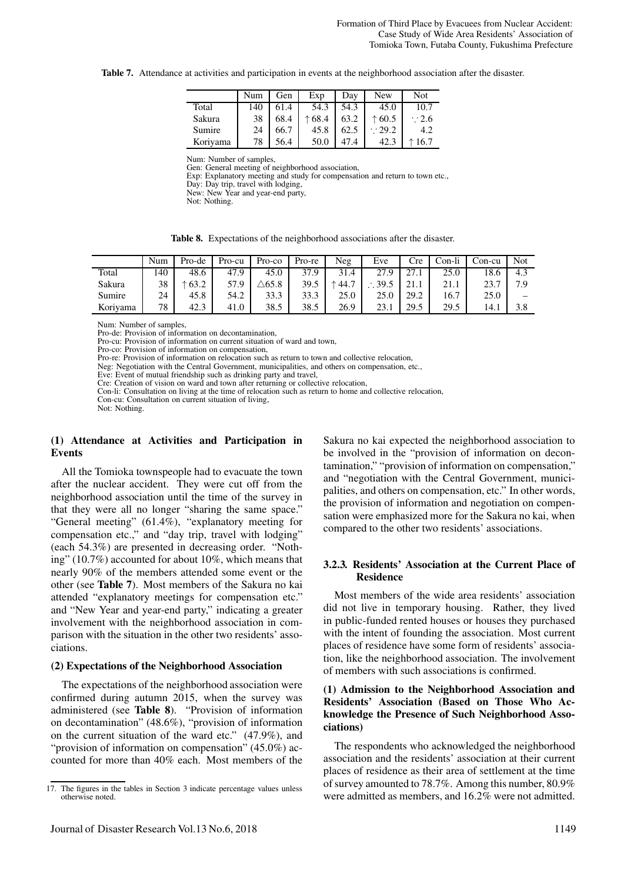**Table 7.** Attendance at activities and participation in events at the neighborhood association after the disaster.

| | Num | Gen | Exp | Day | New | Not |
|---|---|---|---|---|---|---|
| Total | 140 | 61.4 | 54.3 | 54.3 | 45.0 | 10.7 |
| Sakura | 38 | 68.4 | ↑68.4 | 63.2 | ↑60.5 | ∵2.6 |
| Sumire | 24 | 66.7 | 45.8 | 62.5 | ∵29.2 | 4.2 |
| Koriyama | 78 | 56.4 | 50.0 | 47.4 | 42.3 | ↑16.7 |

Num: Number of samples,
Gen: General meeting of neighborhood association,
Exp: Explanatory meeting and study for compensation and return to town etc.,
Day: Day trip, travel with lodging,
New: New Year and year-end party,
Not: Nothing.

**Table 8.** Expectations of the neighborhood associations after the disaster.

| | Num | Pro-de | Pro-cu | Pro-co | Pro-re | Neg | Eve | Cre | Con-li | Con-cu | Not |
|---|---|---|---|---|---|---|---|---|---|---|---|
| Total | 140 | 48.6 | 47.9 | 45.0 | 37.9 | 31.4 | 27.9 | 27.1 | 25.0 | 18.6 | 4.3 |
| Sakura | 38 | ↑63.2 | 57.9 | △65.8 | 39.5 | ↑44.7 | ∴39.5 | 21.1 | 21.1 | 23.7 | 7.9 |
| Sumire | 24 | 45.8 | 54.2 | 33.3 | 33.3 | 25.0 | 25.0 | 29.2 | 16.7 | 25.0 | – |
| Koriyama | 78 | 42.3 | 41.0 | 38.5 | 38.5 | 26.9 | 23.1 | 29.5 | 29.5 | 14.1 | 3.8 |

Num: Number of samples,
Pro-de: Provision of information on decontamination,
Pro-cu: Provision of information on current situation of ward and town,
Pro-co: Provision of information on compensation,
Pro-re: Provision of information on relocation such as return to town and collective relocation,
Neg: Negotiation with the Central Government, municipalities, and others on compensation, etc.,
Eve: Event of mutual friendship such as drinking party and travel,
Cre: Creation of vision on ward and town after returning or collective relocation,
Con-li: Consultation on living at the time of relocation such as return to home and collective relocation,
Con-cu: Consultation on current situation of living,
Not: Nothing.

**(1) Attendance at Activities and Participation in Events**

All the Tomioka townspeople had to evacuate the town after the nuclear accident. They were cut off from the neighborhood association until the time of the survey in that they were all no longer "sharing the same space." "General meeting" (61.4%), "explanatory meeting for compensation etc.," and "day trip, travel with lodging" (each 54.3%) are presented in decreasing order. "Nothing" (10.7%) accounted for about 10%, which means that nearly 90% of the members attended some event or the other (see **Table 7**). Most members of the Sakura no kai attended "explanatory meetings for compensation etc." and "New Year and year-end party," indicating a greater involvement with the neighborhood association in comparison with the situation in the other two residents' associations.

**(2) Expectations of the Neighborhood Association**

The expectations of the neighborhood association were confirmed during autumn 2015, when the survey was administered (see **Table 8**). "Provision of information on decontamination" (48.6%), "provision of information on the current situation of the ward etc." (47.9%), and "provision of information on compensation" (45.0%) accounted for more than 40% each. Most members of the Sakura no kai expected the neighborhood association to be involved in the "provision of information on decontamination," "provision of information on compensation," and "negotiation with the Central Government, municipalities, and others on compensation, etc." In other words, the provision of information and negotiation on compensation were emphasized more for the Sakura no kai, when compared to the other two residents' associations.

### 3.2.3. Residents' Association at the Current Place of Residence

Most members of the wide area residents' association did not live in temporary housing. Rather, they lived in public-funded rented houses or houses they purchased with the intent of founding the association. Most current places of residence have some form of residents' association, like the neighborhood association. The involvement of members with such associations is confirmed.

**(1) Admission to the Neighborhood Association and Residents' Association (Based on Those Who Acknowledge the Presence of Such Neighborhood Associations)**

The respondents who acknowledged the neighborhood association and the residents' association at their current places of residence as their area of settlement at the time of survey amounted to 78.7%. Among this number, 80.9% were admitted as members, and 16.2% were not admitted.

17. The figures in the tables in Section 3 indicate percentage values unless otherwise noted.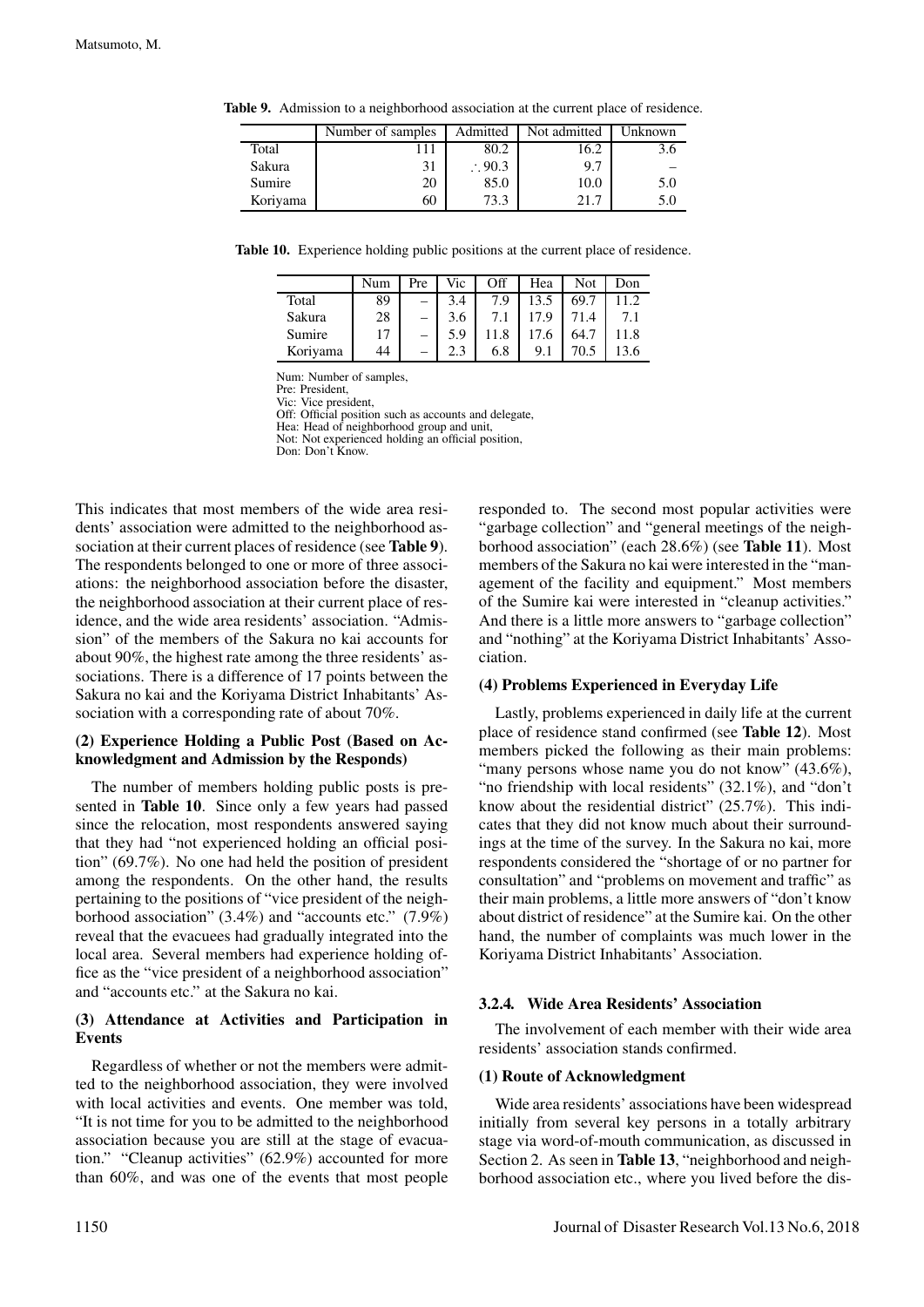**Table 9.** Admission to a neighborhood association at the current place of residence.

| | Number of samples | Admitted | Not admitted | Unknown |
|---|---|---|---|---|
| Total | 111 | 80.2 | 16.2 | 3.6 |
| Sakura | 31 | ∴90.3 | 9.7 | – |
| Sumire | 20 | 85.0 | 10.0 | 5.0 |
| Koriyama | 60 | 73.3 | 21.7 | 5.0 |

**Table 10.** Experience holding public positions at the current place of residence.

| | Num | Pre | Vic | Off | Hea | Not | Don |
|---|---|---|---|---|---|---|---|
| Total | 89 | – | 3.4 | 7.9 | 13.5 | 69.7 | 11.2 |
| Sakura | 28 | – | 3.6 | 7.1 | 17.9 | 71.4 | 7.1 |
| Sumire | 17 | – | 5.9 | 11.8 | 17.6 | 64.7 | 11.8 |
| Koriyama | 44 | – | 2.3 | 6.8 | 9.1 | 70.5 | 13.6 |

Num: Number of samples,
Pre: President,
Vic: Vice president,
Off: Official position such as accounts and delegate,
Hea: Head of neighborhood group and unit,
Not: Not experienced holding an official position,
Don: Don't Know.

This indicates that most members of the wide area residents' association were admitted to the neighborhood association at their current places of residence (see **Table 9**). The respondents belonged to one or more of three associations: the neighborhood association before the disaster, the neighborhood association at their current place of residence, and the wide area residents' association. "Admission" of the members of the Sakura no kai accounts for about 90%, the highest rate among the three residents' associations. There is a difference of 17 points between the Sakura no kai and the Koriyama District Inhabitants' Association with a corresponding rate of about 70%.

**(2) Experience Holding a Public Post (Based on Acknowledgment and Admission by the Responds)**

The number of members holding public posts is presented in **Table 10**. Since only a few years had passed since the relocation, most respondents answered saying that they had "not experienced holding an official position" (69.7%). No one had held the position of president among the respondents. On the other hand, the results pertaining to the positions of "vice president of the neighborhood association" (3.4%) and "accounts etc." (7.9%) reveal that the evacuees had gradually integrated into the local area. Several members had experience holding office as the "vice president of a neighborhood association" and "accounts etc." at the Sakura no kai.

**(3) Attendance at Activities and Participation in Events**

Regardless of whether or not the members were admitted to the neighborhood association, they were involved with local activities and events. One member was told, "It is not time for you to be admitted to the neighborhood association because you are still at the stage of evacuation." "Cleanup activities" (62.9%) accounted for more than 60%, and was one of the events that most people responded to. The second most popular activities were "garbage collection" and "general meetings of the neighborhood association" (each 28.6%) (see **Table 11**). Most members of the Sakura no kai were interested in the "management of the facility and equipment." Most members of the Sumire kai were interested in "cleanup activities." And there is a little more answers to "garbage collection" and "nothing" at the Koriyama District Inhabitants' Association.

**(4) Problems Experienced in Everyday Life**

Lastly, problems experienced in daily life at the current place of residence stand confirmed (see **Table 12**). Most members picked the following as their main problems: "many persons whose name you do not know" (43.6%), "no friendship with local residents" (32.1%), and "don't know about the residential district" (25.7%). This indicates that they did not know much about their surroundings at the time of the survey. In the Sakura no kai, more respondents considered the "shortage of or no partner for consultation" and "problems on movement and traffic" as their main problems, a little more answers of "don't know about district of residence" at the Sumire kai. On the other hand, the number of complaints was much lower in the Koriyama District Inhabitants' Association.

### 3.2.4. Wide Area Residents' Association

The involvement of each member with their wide area residents' association stands confirmed.

**(1) Route of Acknowledgment**

Wide area residents' associations have been widespread initially from several key persons in a totally arbitrary stage via word-of-mouth communication, as discussed in Section 2. As seen in **Table 13**, "neighborhood and neighborhood association etc., where you lived before the dis-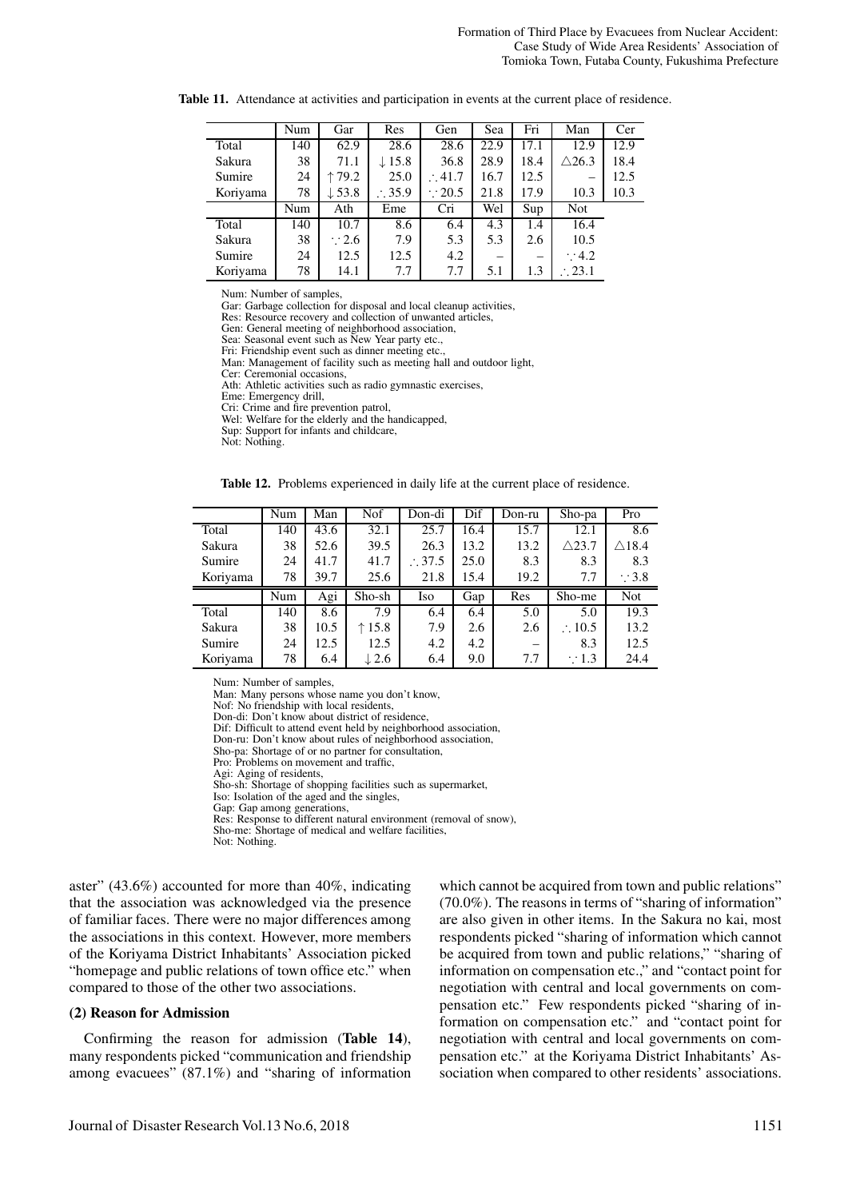**Table 11.** Attendance at activities and participation in events at the current place of residence.

| | Num | Gar | Res | Gen | Sea | Fri | Man | Cer |
|---|---|---|---|---|---|---|---|---|
| Total | 140 | 62.9 | 28.6 | 28.6 | 22.9 | 17.1 | 12.9 | 12.9 |
| Sakura | 38 | 71.1 | ↓15.8 | 36.8 | 28.9 | 18.4 | △26.3 | 18.4 |
| Sumire | 24 | ↑79.2 | 25.0 | ∴41.7 | 16.7 | 12.5 | – | 12.5 |
| Koriyama | 78 | ↓53.8 | ∴35.9 | ∵20.5 | 21.8 | 17.9 | 10.3 | 10.3 |
| | Num | Ath | Eme | Cri | Wel | Sup | Not | |
| Total | 140 | 10.7 | 8.6 | 6.4 | 4.3 | 1.4 | 16.4 | |
| Sakura | 38 | ∵2.6 | 7.9 | 5.3 | 5.3 | 2.6 | 10.5 | |
| Sumire | 24 | 12.5 | 12.5 | 4.2 | – | – | ∵4.2 | |
| Koriyama | 78 | 14.1 | 7.7 | 7.7 | 5.1 | 1.3 | ∴23.1 | |

Num: Number of samples,
Gar: Garbage collection for disposal and local cleanup activities,
Res: Resource recovery and collection of unwanted articles,
Gen: General meeting of neighborhood association,
Sea: Seasonal event such as New Year party etc.,
Fri: Friendship event such as dinner meeting etc.,
Man: Management of facility such as meeting hall and outdoor light,
Cer: Ceremonial occasions,
Ath: Athletic activities such as radio gymnastic exercises,
Eme: Emergency drill,
Cri: Crime and fire prevention patrol,
Wel: Welfare for the elderly and the handicapped,
Sup: Support for infants and childcare,
Not: Nothing.

**Table 12.** Problems experienced in daily life at the current place of residence.

| | Num | Man | Nof | Don-di | Dif | Don-ru | Sho-pa | Pro |
|---|---|---|---|---|---|---|---|---|
| Total | 140 | 43.6 | 32.1 | 25.7 | 16.4 | 15.7 | 12.1 | 8.6 |
| Sakura | 38 | 52.6 | 39.5 | 26.3 | 13.2 | 13.2 | △23.7 | △18.4 |
| Sumire | 24 | 41.7 | 41.7 | ∴37.5 | 25.0 | 8.3 | 8.3 | 8.3 |
| Koriyama | 78 | 39.7 | 25.6 | 21.8 | 15.4 | 19.2 | 7.7 | ∵3.8 |
| | Num | Agi | Sho-sh | Iso | Gap | Res | Sho-me | Not |
| Total | 140 | 8.6 | 7.9 | 6.4 | 6.4 | 5.0 | 5.0 | 19.3 |
| Sakura | 38 | 10.5 | ↑15.8 | 7.9 | 2.6 | 2.6 | ∴10.5 | 13.2 |
| Sumire | 24 | 12.5 | 12.5 | 4.2 | 4.2 | – | 8.3 | 12.5 |
| Koriyama | 78 | 6.4 | ↓2.6 | 6.4 | 9.0 | 7.7 | ∵1.3 | 24.4 |

Num: Number of samples,
Man: Many persons whose name you don't know,
Nof: No friendship with local residents,
Don-di: Don't know about district of residence,
Dif: Difficult to attend event held by neighborhood association,
Don-ru: Don't know about rules of neighborhood association,
Sho-pa: Shortage of or no partner for consultation,
Pro: Problems on movement and traffic,
Agi: Aging of residents,
Sho-sh: Shortage of shopping facilities such as supermarket,
Iso: Isolation of the aged and the singles,
Gap: Gap among generations,
Res: Response to different natural environment (removal of snow),
Sho-me: Shortage of medical and welfare facilities,
Not: Nothing.

aster" (43.6%) accounted for more than 40%, indicating that the association was acknowledged via the presence of familiar faces. There were no major differences among the associations in this context. However, more members of the Koriyama District Inhabitants' Association picked "homepage and public relations of town office etc." when compared to those of the other two associations.

### (2) Reason for Admission

Confirming the reason for admission (**Table 14**), many respondents picked "communication and friendship among evacuees" (87.1%) and "sharing of information which cannot be acquired from town and public relations" (70.0%). The reasons in terms of "sharing of information" are also given in other items. In the Sakura no kai, most respondents picked "sharing of information which cannot be acquired from town and public relations," "sharing of information on compensation etc.," and "contact point for negotiation with central and local governments on compensation etc." Few respondents picked "sharing of information on compensation etc." and "contact point for negotiation with central and local governments on compensation etc." at the Koriyama District Inhabitants' Association when compared to other residents' associations.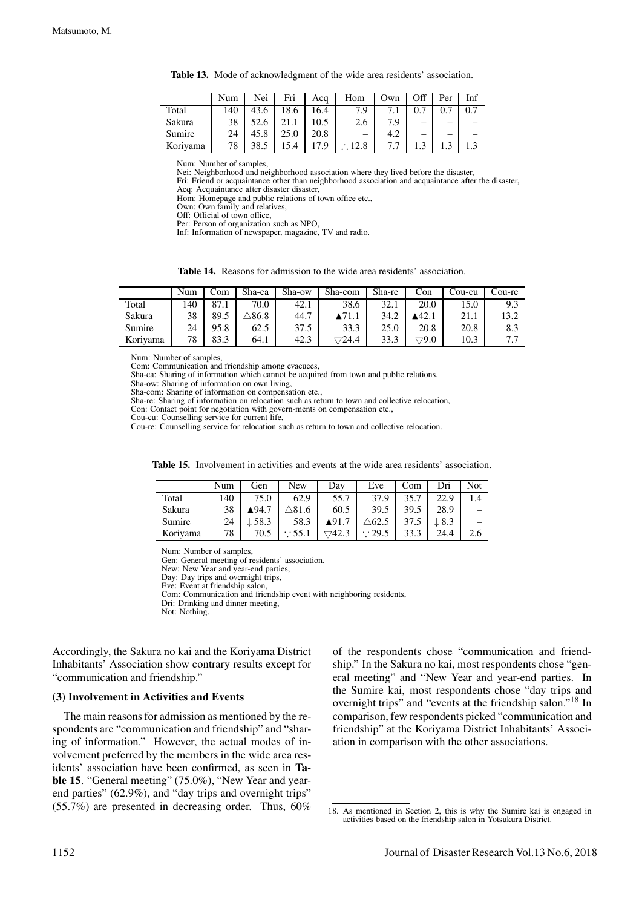**Table 13.** Mode of acknowledgment of the wide area residents' association.

| | Num | Nei | Fri | Acq | Hom | Own | Off | Per | Inf |
|---|---|---|---|---|---|---|---|---|---|
| Total | 140 | 43.6 | 18.6 | 16.4 | 7.9 | 7.1 | 0.7 | 0.7 | 0.7 |
| Sakura | 38 | 52.6 | 21.1 | 10.5 | 2.6 | 7.9 | – | – | – |
| Sumire | 24 | 45.8 | 25.0 | 20.8 | – | 4.2 | – | – | – |
| Koriyama | 78 | 38.5 | 15.4 | 17.9 | ∴ 12.8 | 7.7 | 1.3 | 1.3 | 1.3 |

Num: Number of samples,
Nei: Neighborhood and neighborhood association where they lived before the disaster,
Fri: Friend or acquaintance other than neighborhood association and acquaintance after the disaster,
Acq: Acquaintance after disaster disaster,
Hom: Homepage and public relations of town office etc.,
Own: Own family and relatives,
Off: Official of town office,
Per: Person of organization such as NPO,
Inf: Information of newspaper, magazine, TV and radio.

**Table 14.** Reasons for admission to the wide area residents' association.

| | Num | Com | Sha-ca | Sha-ow | Sha-com | Sha-re | Con | Cou-cu | Cou-re |
|---|---|---|---|---|---|---|---|---|---|
| Total | 140 | 87.1 | 70.0 | 42.1 | 38.6 | 32.1 | 20.0 | 15.0 | 9.3 |
| Sakura | 38 | 89.5 | △86.8 | 44.7 | ▲71.1 | 34.2 | ▲42.1 | 21.1 | 13.2 |
| Sumire | 24 | 95.8 | 62.5 | 37.5 | 33.3 | 25.0 | 20.8 | 20.8 | 8.3 |
| Koriyama | 78 | 83.3 | 64.1 | 42.3 | ▽24.4 | 33.3 | ▽9.0 | 10.3 | 7.7 |

Num: Number of samples,
Com: Communication and friendship among evacuees,
Sha-ca: Sharing of information which cannot be acquired from town and public relations,
Sha-ow: Sharing of information on own living,
Sha-com: Sharing of information on compensation etc.,
Sha-re: Sharing of information on relocation such as return to town and collective relocation,
Con: Contact point for negotiation with govern-ments on compensation etc.,
Cou-cu: Counselling service for current life,
Cou-re: Counselling service for relocation such as return to town and collective relocation.

**Table 15.** Involvement in activities and events at the wide area residents' association.

| | Num | Gen | New | Day | Eve | Com | Dri | Not |
|---|---|---|---|---|---|---|---|---|
| Total | 140 | 75.0 | 62.9 | 55.7 | 37.9 | 35.7 | 22.9 | 1.4 |
| Sakura | 38 | ▲94.7 | △81.6 | 60.5 | 39.5 | 39.5 | 28.9 | – |
| Sumire | 24 | ↓ 58.3 | 58.3 | ▲91.7 | △62.5 | 37.5 | ↓ 8.3 | – |
| Koriyama | 78 | 70.5 | ∵ 55.1 | ▽42.3 | ∵ 29.5 | 33.3 | 24.4 | 2.6 |

Num: Number of samples,
Gen: General meeting of residents' association,
New: New Year and year-end parties,
Day: Day trips and overnight trips,
Eve: Event at friendship salon,
Com: Communication and friendship event with neighboring residents,
Dri: Drinking and dinner meeting,
Not: Nothing.

Accordingly, the Sakura no kai and the Koriyama District Inhabitants' Association show contrary results except for "communication and friendship."

### (3) Involvement in Activities and Events

The main reasons for admission as mentioned by the respondents are "communication and friendship" and "sharing of information." However, the actual modes of involvement preferred by the members in the wide area residents' association have been confirmed, as seen in **Table 15**. "General meeting" (75.0%), "New Year and year-end parties" (62.9%), and "day trips and overnight trips" (55.7%) are presented in decreasing order. Thus, 60% of the respondents chose "communication and friendship." In the Sakura no kai, most respondents chose "general meeting" and "New Year and year-end parties. In the Sumire kai, most respondents chose "day trips and overnight trips" and "events at the friendship salon."[18] In comparison, few respondents picked "communication and friendship" at the Koriyama District Inhabitants' Association in comparison with the other associations.

18. As mentioned in Section 2, this is why the Sumire kai is engaged in activities based on the friendship salon in Yotsukura District.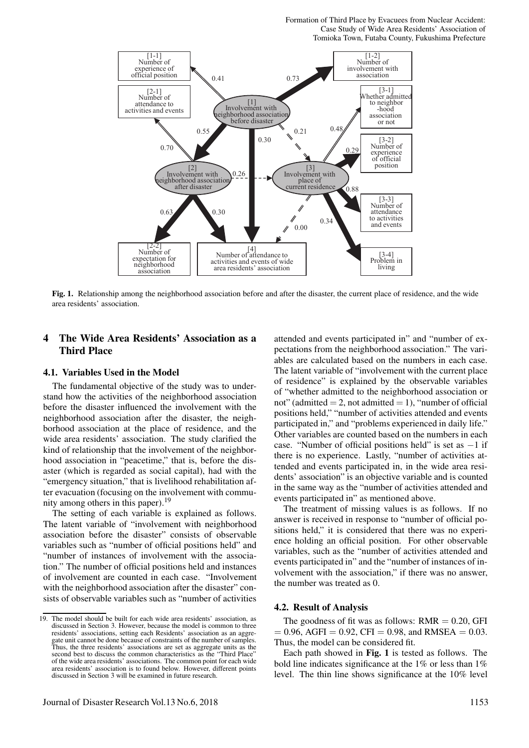**Fig. 1.** Relationship among the neighborhood association before and after the disaster, the current place of residence, and the wide area residents' association.

## 4 The Wide Area Residents' Association as a Third Place

### 4.1. Variables Used in the Model

The fundamental objective of the study was to understand how the activities of the neighborhood association before the disaster influenced the involvement with the neighborhood association after the disaster, the neighborhood association at the place of residence, and the wide area residents' association. The study clarified the kind of relationship that the involvement of the neighborhood association in "peacetime," that is, before the disaster (which is regarded as social capital), had with the "emergency situation," that is livelihood rehabilitation after evacuation (focusing on the involvement with community among others in this paper).[19]

The setting of each variable is explained as follows. The latent variable of "involvement with neighborhood association before the disaster" consists of observable variables such as "number of official positions held" and "number of instances of involvement with the association." The number of official positions held and instances of involvement are counted in each case. "Involvement with the neighborhood association after the disaster" consists of observable variables such as "number of activities attended and events participated in" and "number of expectations from the neighborhood association." The variables are calculated based on the numbers in each case. The latent variable of "involvement with the current place of residence" is explained by the observable variables of "whether admitted to the neighborhood association or not" (admitted = 2, not admitted = 1), "number of official positions held," "number of activities attended and events participated in," and "problems experienced in daily life." Other variables are counted based on the numbers in each case. "Number of official positions held" is set as $-1$ if there is no experience. Lastly, "number of activities attended and events participated in, in the wide area residents' association" is an objective variable and is counted in the same way as the "number of activities attended and events participated in" as mentioned above.

The treatment of missing values is as follows. If no answer is received in response to "number of official positions held," it is considered that there was no experience holding an official position. For other observable variables, such as the "number of activities attended and events participated in" and the "number of instances of involvement with the association," if there was no answer, the number was treated as 0.

### 4.2. Result of Analysis

The goodness of fit was as follows: RMR = 0.20, GFI = 0.96, AGFI = 0.92, CFI = 0.98, and RMSEA = 0.03. Thus, the model can be considered fit.

Each path showed in **Fig. 1** is tested as follows. The bold line indicates significance at the 1% or less than 1% level. The thin line shows significance at the 10% level

---

19. The model should be built for each wide area residents' association, as discussed in Section 3. However, because the model is common to three residents' associations, setting each Residents' association as an aggregate unit cannot be done because of constraints of the number of samples. Thus, the three residents' associations are set as aggregate units as the second best to discuss the common characteristics as the "Third Place" of the wide area residents' associations. The common point for each wide area residents' association is to found below. However, different points discussed in Section 3 will be examined in future research.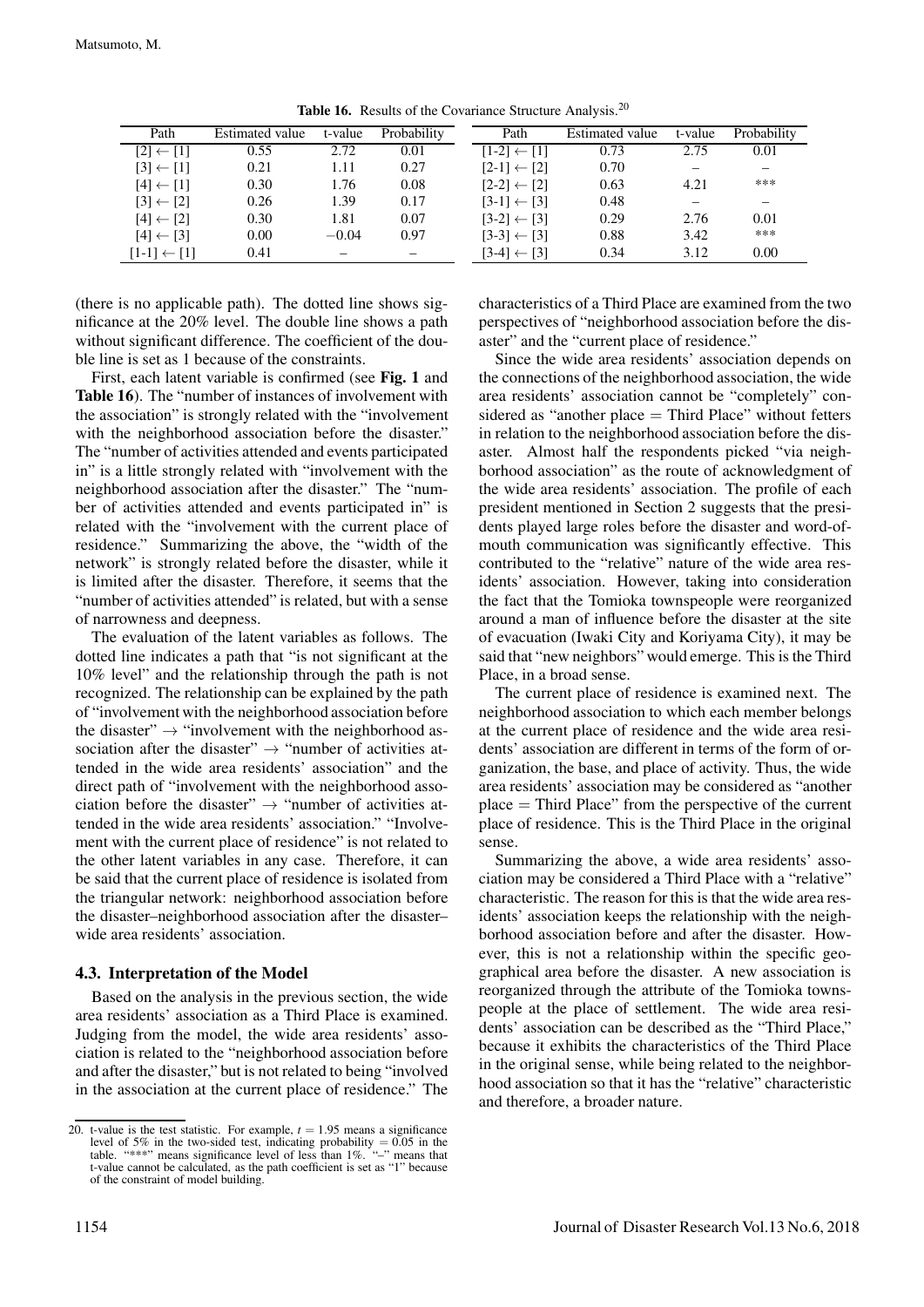**Table 16.** Results of the Covariance Structure Analysis.[20]

| Path | Estimated value | t-value | Probability | Path | Estimated value | t-value | Probability |
|---|---|---|---|---|---|---|---|
| [2] ← [1] | 0.55 | 2.72 | 0.01 | [1-2] ← [1] | 0.73 | 2.75 | 0.01 |
| [3] ← [1] | 0.21 | 1.11 | 0.27 | [2-1] ← [2] | 0.70 | – | – |
| [4] ← [1] | 0.30 | 1.76 | 0.08 | [2-2] ← [2] | 0.63 | 4.21 | *** |
| [3] ← [2] | 0.26 | 1.39 | 0.17 | [3-1] ← [3] | 0.48 | – | – |
| [4] ← [2] | 0.30 | 1.81 | 0.07 | [3-2] ← [3] | 0.29 | 2.76 | 0.01 |
| [4] ← [3] | 0.00 | −0.04 | 0.97 | [3-3] ← [3] | 0.88 | 3.42 | *** |
| [1-1] ← [1] | 0.41 | – | – | [3-4] ← [3] | 0.34 | 3.12 | 0.00 |

(there is no applicable path). The dotted line shows significance at the 20% level. The double line shows a path without significant difference. The coefficient of the double line is set as 1 because of the constraints.

First, each latent variable is confirmed (see **Fig. 1** and **Table 16**). The "number of instances of involvement with the association" is strongly related with the "involvement with the neighborhood association before the disaster." The "number of activities attended and events participated in" is a little strongly related with "involvement with the neighborhood association after the disaster." The "number of activities attended and events participated in" is related with the "involvement with the current place of residence." Summarizing the above, the "width of the network" is strongly related before the disaster, while it is limited after the disaster. Therefore, it seems that the "number of activities attended" is related, but with a sense of narrowness and deepness.

The evaluation of the latent variables as follows. The dotted line indicates a path that "is not significant at the 10% level" and the relationship through the path is not recognized. The relationship can be explained by the path of "involvement with the neighborhood association before the disaster" → "involvement with the neighborhood association after the disaster" → "number of activities attended in the wide area residents' association" and the direct path of "involvement with the neighborhood association before the disaster" → "number of activities attended in the wide area residents' association." "Involvement with the current place of residence" is not related to the other latent variables in any case. Therefore, it can be said that the current place of residence is isolated from the triangular network: neighborhood association before the disaster–neighborhood association after the disaster–wide area residents' association.

### 4.3. Interpretation of the Model

Based on the analysis in the previous section, the wide area residents' association as a Third Place is examined. Judging from the model, the wide area residents' association is related to the "neighborhood association before and after the disaster," but is not related to being "involved in the association at the current place of residence." The characteristics of a Third Place are examined from the two perspectives of "neighborhood association before the disaster" and the "current place of residence."

Since the wide area residents' association depends on the connections of the neighborhood association, the wide area residents' association cannot be "completely" considered as "another place = Third Place" without fetters in relation to the neighborhood association before the disaster. Almost half the respondents picked "via neighborhood association" as the route of acknowledgment of the wide area residents' association. The profile of each president mentioned in Section 2 suggests that the presidents played large roles before the disaster and word-of-mouth communication was significantly effective. This contributed to the "relative" nature of the wide area residents' association. However, taking into consideration the fact that the Tomioka townspeople were reorganized around a man of influence before the disaster at the site of evacuation (Iwaki City and Koriyama City), it may be said that "new neighbors" would emerge. This is the Third Place, in a broad sense.

The current place of residence is examined next. The neighborhood association to which each member belongs at the current place of residence and the wide area residents' association are different in terms of the form of organization, the base, and place of activity. Thus, the wide area residents' association may be considered as "another place = Third Place" from the perspective of the current place of residence. This is the Third Place in the original sense.

Summarizing the above, a wide area residents' association may be considered a Third Place with a "relative" characteristic. The reason for this is that the wide area residents' association keeps the relationship with the neighborhood association before and after the disaster. However, this is not a relationship within the specific geographical area before the disaster. A new association is reorganized through the attribute of the Tomioka townspeople at the place of settlement. The wide area residents' association can be described as the "Third Place," because it exhibits the characteristics of the Third Place in the original sense, while being related to the neighborhood association so that it has the "relative" characteristic and therefore, a broader nature.

20. t-value is the test statistic. For example, $t = 1.95$ means a significance level of 5% in the two-sided test, indicating probability = 0.05 in the table. "***" means significance level of less than 1%. "–" means that t-value cannot be calculated, as the path coefficient is set as "1" because of the constraint of model building.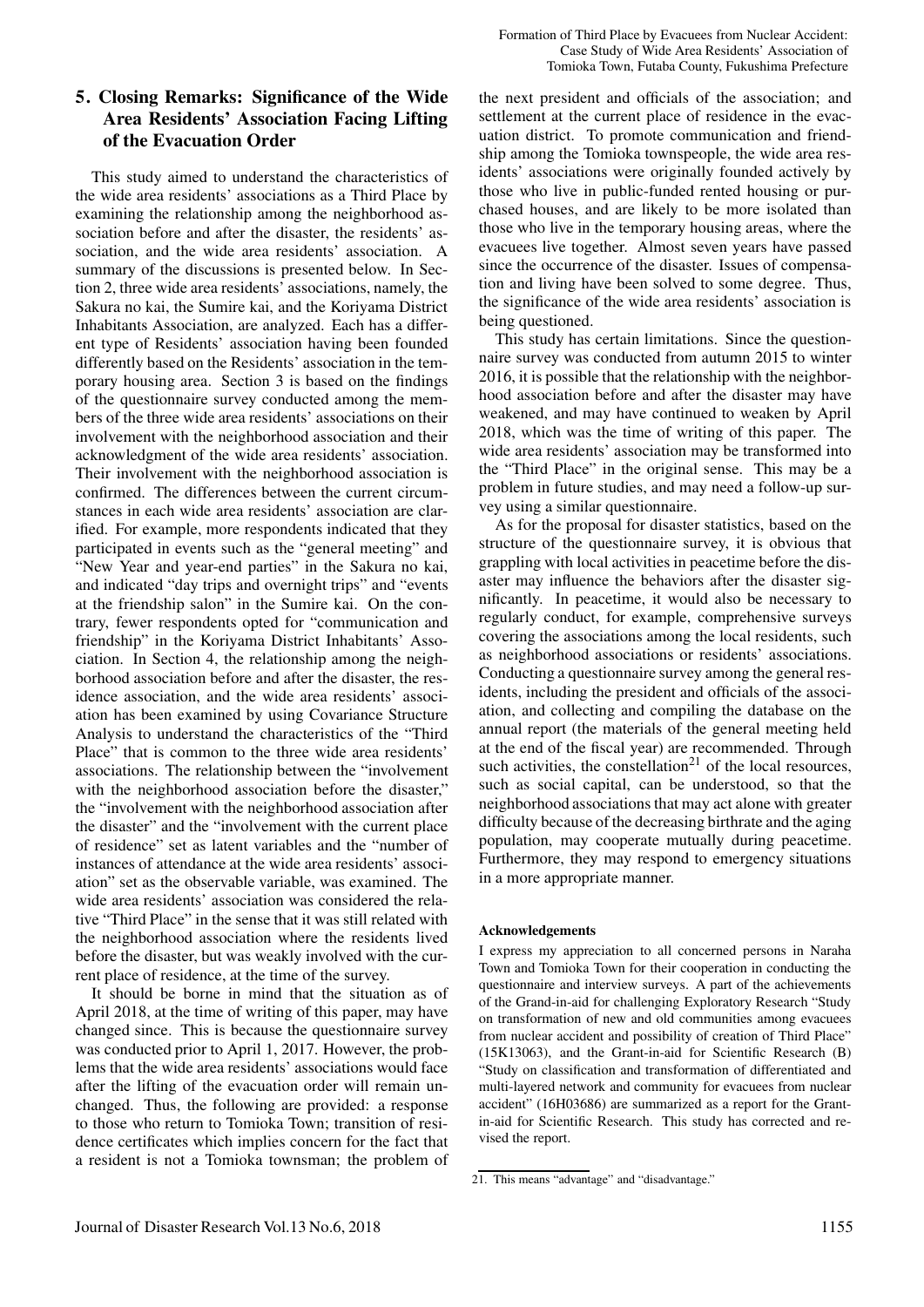## 5. Closing Remarks: Significance of the Wide Area Residents' Association Facing Lifting of the Evacuation Order

This study aimed to understand the characteristics of the wide area residents' associations as a Third Place by examining the relationship among the neighborhood association before and after the disaster, the residents' association, and the wide area residents' association. A summary of the discussions is presented below. In Section 2, three wide area residents' associations, namely, the Sakura no kai, the Sumire kai, and the Koriyama District Inhabitants Association, are analyzed. Each has a different type of Residents' association having been founded differently based on the Residents' association in the temporary housing area. Section 3 is based on the findings of the questionnaire survey conducted among the members of the three wide area residents' associations on their involvement with the neighborhood association and their acknowledgment of the wide area residents' association. Their involvement with the neighborhood association is confirmed. The differences between the current circumstances in each wide area residents' association are clarified. For example, more respondents indicated that they participated in events such as the "general meeting" and "New Year and year-end parties" in the Sakura no kai, and indicated "day trips and overnight trips" and "events at the friendship salon" in the Sumire kai. On the contrary, fewer respondents opted for "communication and friendship" in the Koriyama District Inhabitants' Association. In Section 4, the relationship among the neighborhood association before and after the disaster, the residence association, and the wide area residents' association has been examined by using Covariance Structure Analysis to understand the characteristics of the "Third Place" that is common to the three wide area residents' associations. The relationship between the "involvement with the neighborhood association before the disaster," the "involvement with the neighborhood association after the disaster" and the "involvement with the current place of residence" set as latent variables and the "number of instances of attendance at the wide area residents' association" set as the observable variable, was examined. The wide area residents' association was considered the relative "Third Place" in the sense that it was still related with the neighborhood association where the residents lived before the disaster, but was weakly involved with the current place of residence, at the time of the survey.

It should be borne in mind that the situation as of April 2018, at the time of writing of this paper, may have changed since. This is because the questionnaire survey was conducted prior to April 1, 2017. However, the problems that the wide area residents' associations would face after the lifting of the evacuation order will remain unchanged. Thus, the following are provided: a response to those who return to Tomioka Town; transition of residence certificates which implies concern for the fact that a resident is not a Tomioka townsman; the problem of the next president and officials of the association; and settlement at the current place of residence in the evacuation district. To promote communication and friendship among the Tomioka townspeople, the wide area residents' associations were originally founded actively by those who live in public-funded rented housing or purchased houses, and are likely to be more isolated than those who live in the temporary housing areas, where the evacuees live together. Almost seven years have passed since the occurrence of the disaster. Issues of compensation and living have been solved to some degree. Thus, the significance of the wide area residents' association is being questioned.

This study has certain limitations. Since the questionnaire survey was conducted from autumn 2015 to winter 2016, it is possible that the relationship with the neighborhood association before and after the disaster may have weakened, and may have continued to weaken by April 2018, which was the time of writing of this paper. The wide area residents' association may be transformed into the "Third Place" in the original sense. This may be a problem in future studies, and may need a follow-up survey using a similar questionnaire.

As for the proposal for disaster statistics, based on the structure of the questionnaire survey, it is obvious that grappling with local activities in peacetime before the disaster may influence the behaviors after the disaster significantly. In peacetime, it would also be necessary to regularly conduct, for example, comprehensive surveys covering the associations among the local residents, such as neighborhood associations or residents' associations. Conducting a questionnaire survey among the general residents, including the president and officials of the association, and collecting and compiling the database on the annual report (the materials of the general meeting held at the end of the fiscal year) are recommended. Through such activities, the constellation[21] of the local resources, such as social capital, can be understood, so that the neighborhood associations that may act alone with greater difficulty because of the decreasing birthrate and the aging population, may cooperate mutually during peacetime. Furthermore, they may respond to emergency situations in a more appropriate manner.

#### Acknowledgements

I express my appreciation to all concerned persons in Naraha Town and Tomioka Town for their cooperation in conducting the questionnaire and interview surveys. A part of the achievements of the Grand-in-aid for challenging Exploratory Research "Study on transformation of new and old communities among evacuees from nuclear accident and possibility of creation of Third Place" (15K13063), and the Grant-in-aid for Scientific Research (B) "Study on classification and transformation of differentiated and multi-layered network and community for evacuees from nuclear accident" (16H03686) are summarized as a report for the Grant-in-aid for Scientific Research. This study has corrected and revised the report.

---

21. This means "advantage" and "disadvantage."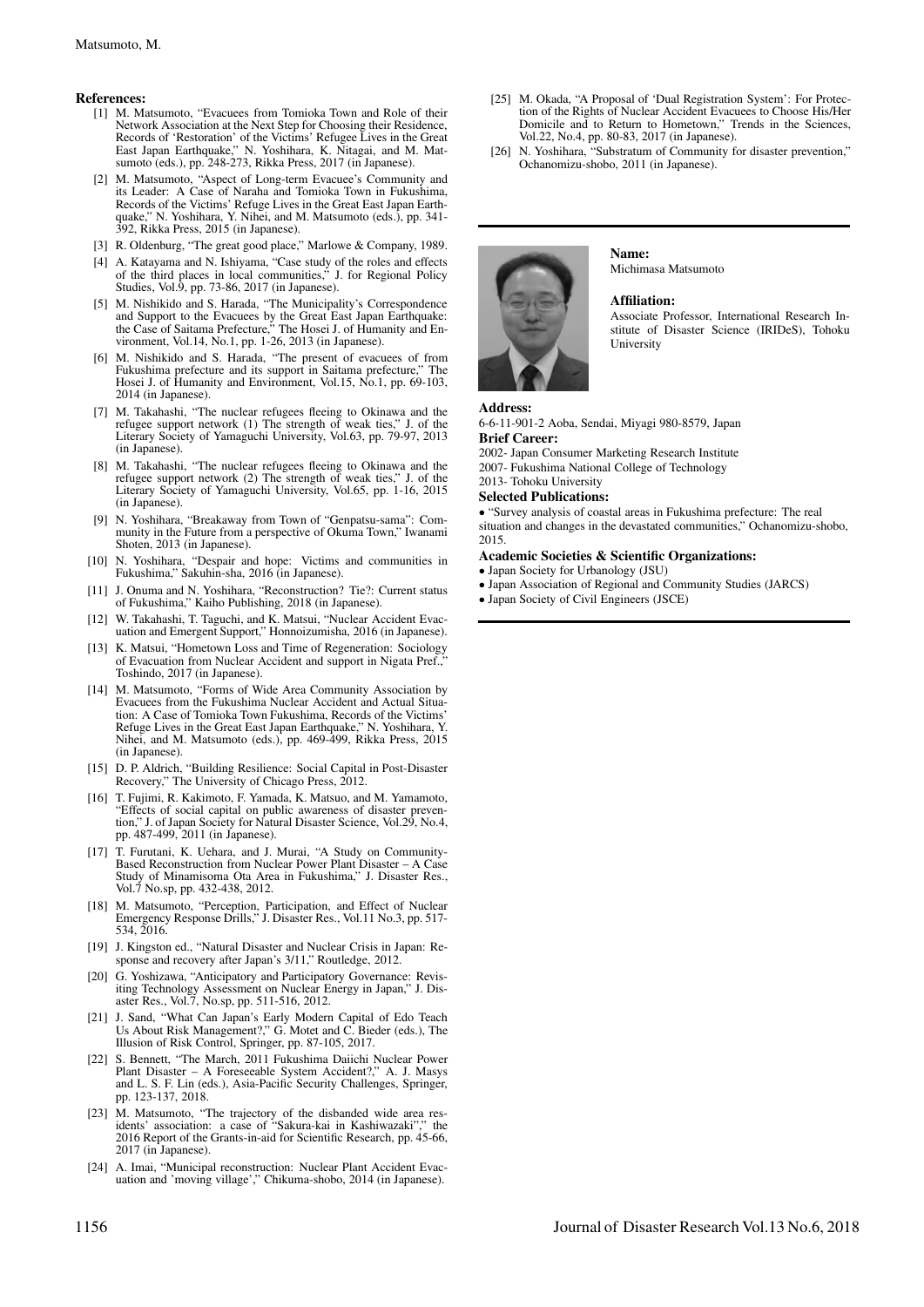## References:

[1] M. Matsumoto, "Evacuees from Tomioka Town and Role of their Network Association at the Next Step for Choosing their Residence, Records of 'Restoration' of the Victims' Refugee Lives in the Great East Japan Earthquake," N. Yoshihara, K. Nitagai, and M. Matsumoto (eds.), pp. 248-273, Rikka Press, 2017 (in Japanese).

[2] M. Matsumoto, "Aspect of Long-term Evacuee's Community and its Leader: A Case of Naraha and Tomioka Town in Fukushima, Records of the Victims' Refuge Lives in the Great East Japan Earthquake," N. Yoshihara, Y. Nihei, and M. Matsumoto (eds.), pp. 341-392, Rikka Press, 2015 (in Japanese).

[3] R. Oldenburg, "The great good place," Marlowe & Company, 1989.

[4] A. Katayama and N. Ishiyama, "Case study of the roles and effects of the third places in local communities," J. for Regional Policy Studies, Vol.9, pp. 73-86, 2017 (in Japanese).

[5] M. Nishikido and S. Harada, "The Municipality's Correspondence and Support to the Evacuees by the Great East Japan Earthquake: the Case of Saitama Prefecture," The Hosei J. of Humanity and Environment, Vol.14, No.1, pp. 1-26, 2013 (in Japanese).

[6] M. Nishikido and S. Harada, "The present of evacuees of from Fukushima prefecture and its support in Saitama prefecture," The Hosei J. of Humanity and Environment, Vol.15, No.1, pp. 69-103, 2014 (in Japanese).

[7] M. Takahashi, "The nuclear refugees fleeing to Okinawa and the refugee support network (1) The strength of weak ties," J. of the Literary Society of Yamaguchi University, Vol.63, pp. 79-97, 2013 (in Japanese).

[8] M. Takahashi, "The nuclear refugees fleeing to Okinawa and the refugee support network (2) The strength of weak ties," J. of the Literary Society of Yamaguchi University, Vol.65, pp. 1-16, 2015 (in Japanese).

[9] N. Yoshihara, "Breakaway from Town of "Genpatsu-sama": Community in the Future from a perspective of Okuma Town," Iwanami Shoten, 2013 (in Japanese).

[10] N. Yoshihara, "Despair and hope: Victims and communities in Fukushima," Sakuhin-sha, 2016 (in Japanese).

[11] J. Onuma and N. Yoshihara, "Reconstruction? Tie?: Current status of Fukushima," Kaiho Publishing, 2018 (in Japanese).

[12] W. Takahashi, T. Taguchi, and K. Matsui, "Nuclear Accident Evacuation and Emergent Support," Honnoizumisha, 2016 (in Japanese).

[13] K. Matsui, "Hometown Loss and Time of Regeneration: Sociology of Evacuation from Nuclear Accident and support in Nigata Pref.," Toshindo, 2017 (in Japanese).

[14] M. Matsumoto, "Forms of Wide Area Community Association by Evacuees from the Fukushima Nuclear Accident and Actual Situation: A Case of Tomioka Town Fukushima, Records of the Victims' Refuge Lives in the Great East Japan Earthquake," N. Yoshihara, Y. Nihei, and M. Matsumoto (eds.), pp. 469-499, Rikka Press, 2015 (in Japanese).

[15] D. P. Aldrich, "Building Resilience: Social Capital in Post-Disaster Recovery," The University of Chicago Press, 2012.

[16] T. Fujimi, R. Kakimoto, F. Yamada, K. Matsuo, and M. Yamamoto, "Effects of social capital on public awareness of disaster prevention," J. of Japan Society for Natural Disaster Science, Vol.29, No.4, pp. 487-499, 2011 (in Japanese).

[17] T. Furutani, K. Uehara, and J. Murai, "A Study on Community-Based Reconstruction from Nuclear Power Plant Disaster – A Case Study of Minamisoma Ota Area in Fukushima," J. Disaster Res., Vol.7 No.sp, pp. 432-438, 2012.

[18] M. Matsumoto, "Perception, Participation, and Effect of Nuclear Emergency Response Drills," J. Disaster Res., Vol.11 No.3, pp. 517-534, 2016.

[19] J. Kingston ed., "Natural Disaster and Nuclear Crisis in Japan: Response and recovery after Japan's 3/11," Routledge, 2012.

[20] G. Yoshizawa, "Anticipatory and Participatory Governance: Revisiting Technology Assessment on Nuclear Energy in Japan," J. Disaster Res., Vol.7, No.sp, pp. 511-516, 2012.

[21] J. Sand, "What Can Japan's Early Modern Capital of Edo Teach Us About Risk Management?," G. Motet and C. Bieder (eds.), The Illusion of Risk Control, Springer, pp. 87-105, 2017.

[22] S. Bennett, "The March, 2011 Fukushima Daiichi Nuclear Power Plant Disaster – A Foreseeable System Accident?," A. J. Masys and L. S. F. Lin (eds.), Asia-Pacific Security Challenges, Springer, pp. 123-137, 2018.

[23] M. Matsumoto, "The trajectory of the disbanded wide area residents' association: a case of "Sakura-kai in Kashiwazaki"," the 2016 Report of the Grants-in-aid for Scientific Research, pp. 45-66, 2017 (in Japanese).

[24] A. Imai, "Municipal reconstruction: Nuclear Plant Accident Evacuation and 'moving village'," Chikuma-shobo, 2014 (in Japanese).

[25] M. Okada, "A Proposal of 'Dual Registration System': For Protection of the Rights of Nuclear Accident Evacuees to Choose His/Her Domicile and to Return to Hometown," Trends in the Sciences, Vol.22, No.4, pp. 80-83, 2017 (in Japanese).

[26] N. Yoshihara, "Substratum of Community for disaster prevention," Ochanomizu-shobo, 2011 (in Japanese).

---

**Name:**
Michimasa Matsumoto

**Affiliation:**
Associate Professor, International Research Institute of Disaster Science (IRIDeS), Tohoku University

**Address:**
6-6-11-901-2 Aoba, Sendai, Miyagi 980-8579, Japan

**Brief Career:**
2002- Japan Consumer Marketing Research Institute
2007- Fukushima National College of Technology
2013- Tohoku University

**Selected Publications:**
• "Survey analysis of coastal areas in Fukushima prefecture: The real situation and changes in the devastated communities," Ochanomizu-shobo, 2015.

**Academic Societies & Scientific Organizations:**
• Japan Society for Urbanology (JSU)
• Japan Association of Regional and Community Studies (JARCS)
• Japan Society of Civil Engineers (JSCE)